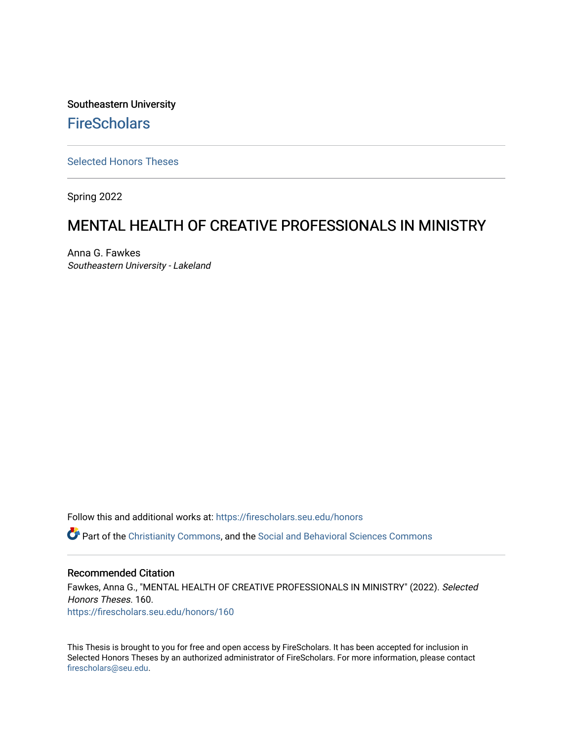Southeastern University

FireScholars

Selected Honors Theses

Spring 2022

# MENTAL HEALTH OF CREATIVE PROFESSIONALS IN MINISTRY

Anna G. Fawkes
*Southeastern University - Lakeland*

Follow this and additional works at: https://firescholars.seu.edu/honors

Part of the Christianity Commons, and the Social and Behavioral Sciences Commons

## Recommended Citation

Fawkes, Anna G., "MENTAL HEALTH OF CREATIVE PROFESSIONALS IN MINISTRY" (2022). *Selected Honors Theses*. 160.
https://firescholars.seu.edu/honors/160

This Thesis is brought to you for free and open access by FireScholars. It has been accepted for inclusion in Selected Honors Theses by an authorized administrator of FireScholars. For more information, please contact firescholars@seu.edu.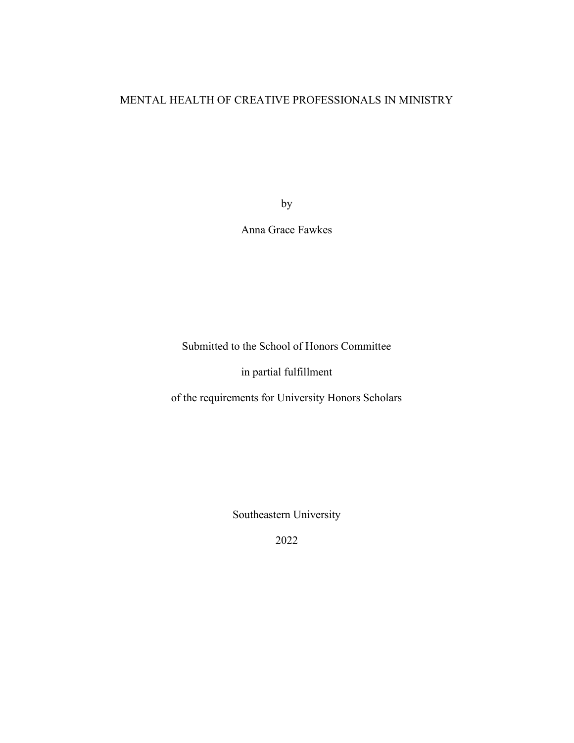# MENTAL HEALTH OF CREATIVE PROFESSIONALS IN MINISTRY

by

Anna Grace Fawkes

Submitted to the School of Honors Committee

in partial fulfillment

of the requirements for University Honors Scholars

Southeastern University

2022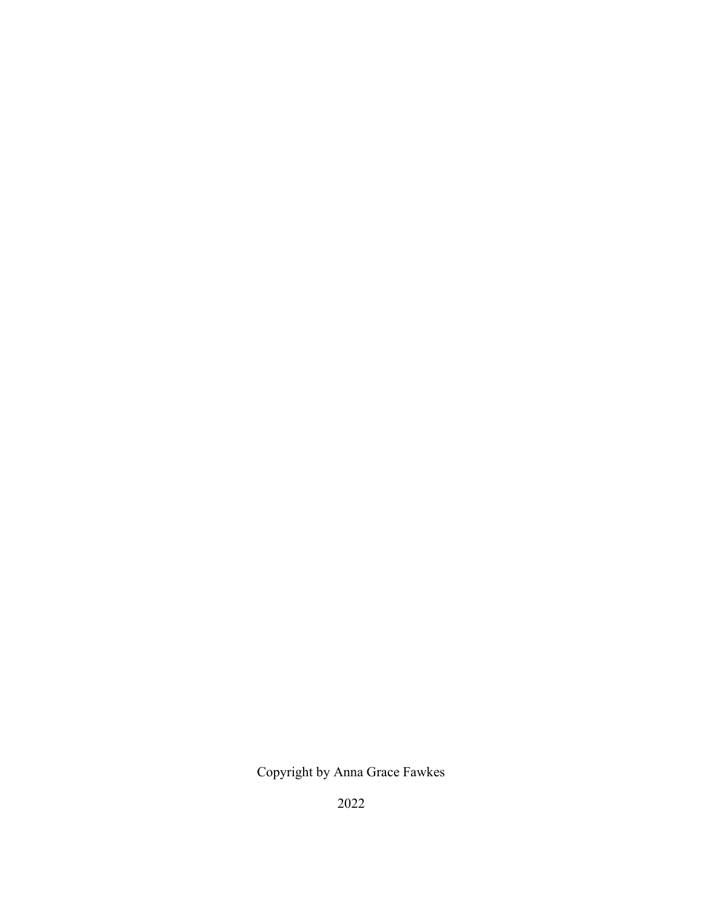Copyright by Anna Grace Fawkes

2022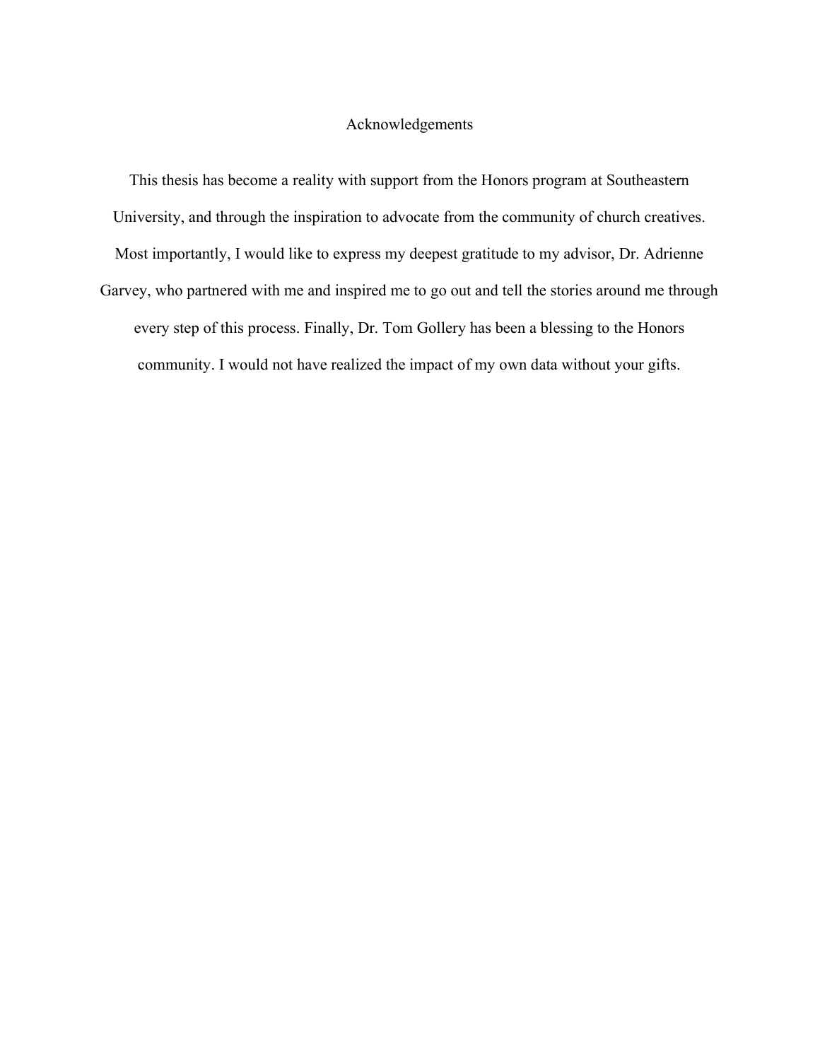# Acknowledgements

This thesis has become a reality with support from the Honors program at Southeastern University, and through the inspiration to advocate from the community of church creatives. Most importantly, I would like to express my deepest gratitude to my advisor, Dr. Adrienne Garvey, who partnered with me and inspired me to go out and tell the stories around me through every step of this process. Finally, Dr. Tom Gollery has been a blessing to the Honors community. I would not have realized the impact of my own data without your gifts.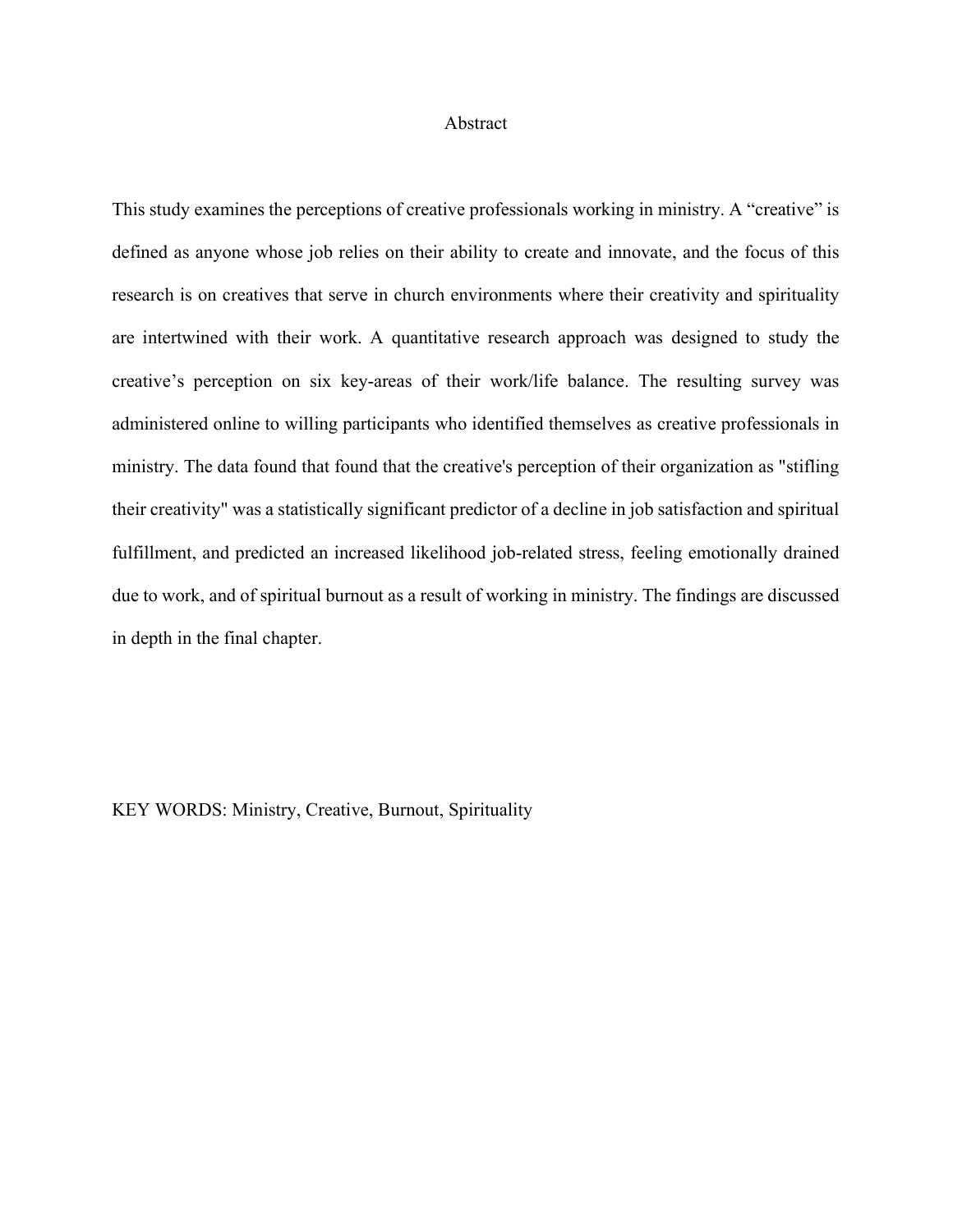# Abstract

This study examines the perceptions of creative professionals working in ministry. A “creative” is defined as anyone whose job relies on their ability to create and innovate, and the focus of this research is on creatives that serve in church environments where their creativity and spirituality are intertwined with their work. A quantitative research approach was designed to study the creative’s perception on six key-areas of their work/life balance. The resulting survey was administered online to willing participants who identified themselves as creative professionals in ministry. The data found that found that the creative's perception of their organization as "stifling their creativity" was a statistically significant predictor of a decline in job satisfaction and spiritual fulfillment, and predicted an increased likelihood job-related stress, feeling emotionally drained due to work, and of spiritual burnout as a result of working in ministry. The findings are discussed in depth in the final chapter.

KEY WORDS: Ministry, Creative, Burnout, Spirituality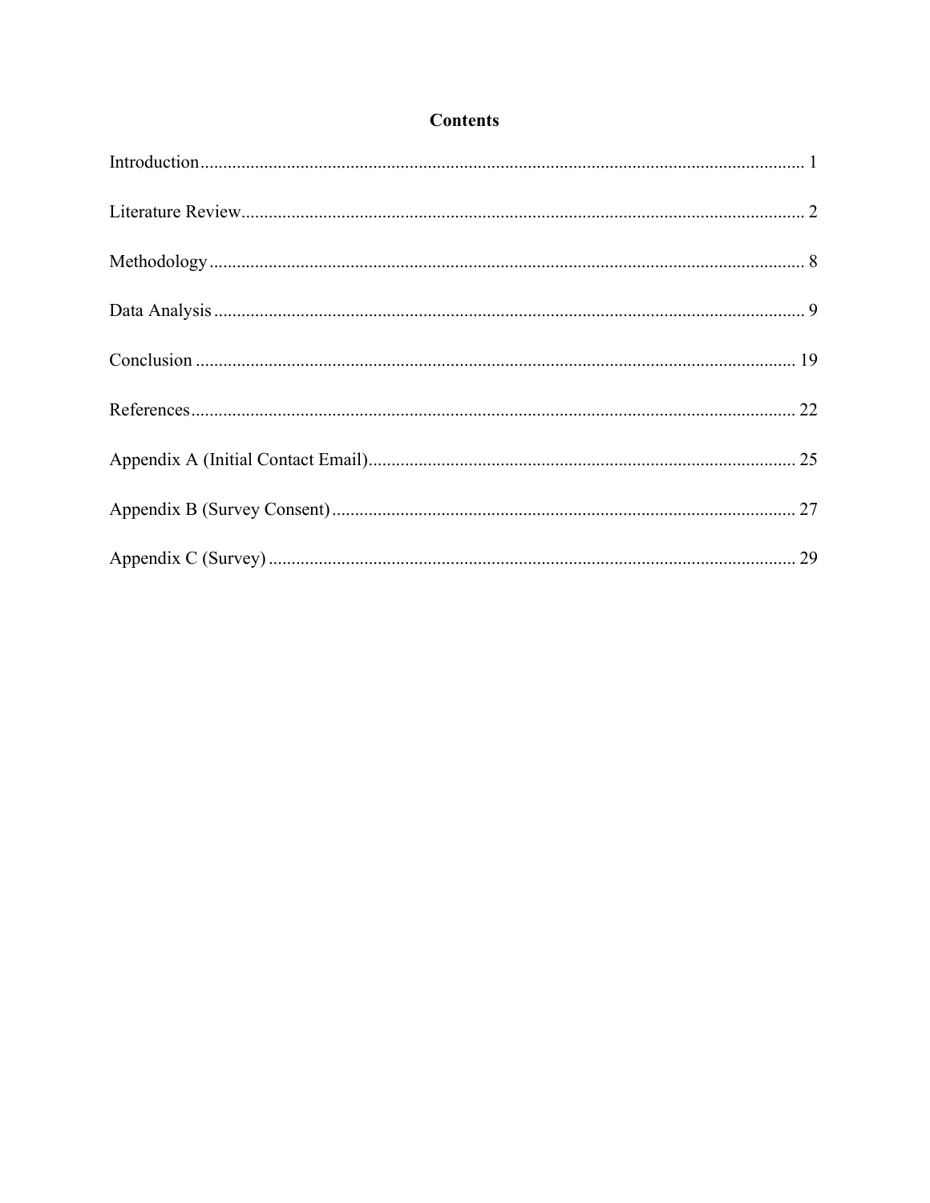# Contents

Introduction .................................................................................................................... 1

Literature Review ........................................................................................................... 2

Methodology .................................................................................................................. 8

Data Analysis .................................................................................................................. 9

Conclusion .................................................................................................................... 19

References ..................................................................................................................... 22

Appendix A (Initial Contact Email) ............................................................................. 25

Appendix B (Survey Consent) ...................................................................................... 27

Appendix C (Survey) .................................................................................................... 29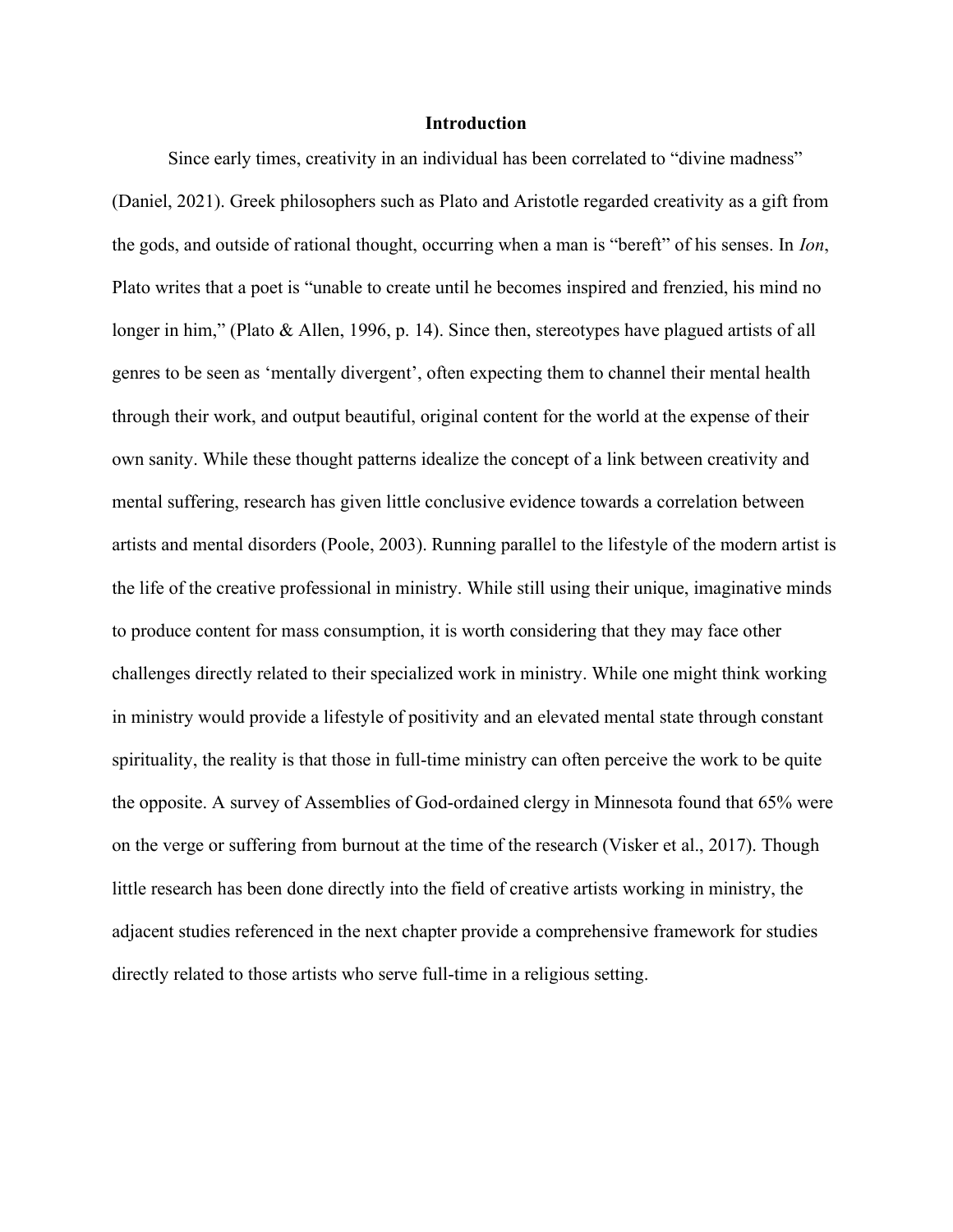# Introduction

Since early times, creativity in an individual has been correlated to "divine madness" (Daniel, 2021). Greek philosophers such as Plato and Aristotle regarded creativity as a gift from the gods, and outside of rational thought, occurring when a man is "bereft" of his senses. In *Ion*, Plato writes that a poet is "unable to create until he becomes inspired and frenzied, his mind no longer in him," (Plato & Allen, 1996, p. 14). Since then, stereotypes have plagued artists of all genres to be seen as 'mentally divergent', often expecting them to channel their mental health through their work, and output beautiful, original content for the world at the expense of their own sanity. While these thought patterns idealize the concept of a link between creativity and mental suffering, research has given little conclusive evidence towards a correlation between artists and mental disorders (Poole, 2003). Running parallel to the lifestyle of the modern artist is the life of the creative professional in ministry. While still using their unique, imaginative minds to produce content for mass consumption, it is worth considering that they may face other challenges directly related to their specialized work in ministry. While one might think working in ministry would provide a lifestyle of positivity and an elevated mental state through constant spirituality, the reality is that those in full-time ministry can often perceive the work to be quite the opposite. A survey of Assemblies of God-ordained clergy in Minnesota found that 65% were on the verge or suffering from burnout at the time of the research (Visker et al., 2017). Though little research has been done directly into the field of creative artists working in ministry, the adjacent studies referenced in the next chapter provide a comprehensive framework for studies directly related to those artists who serve full-time in a religious setting.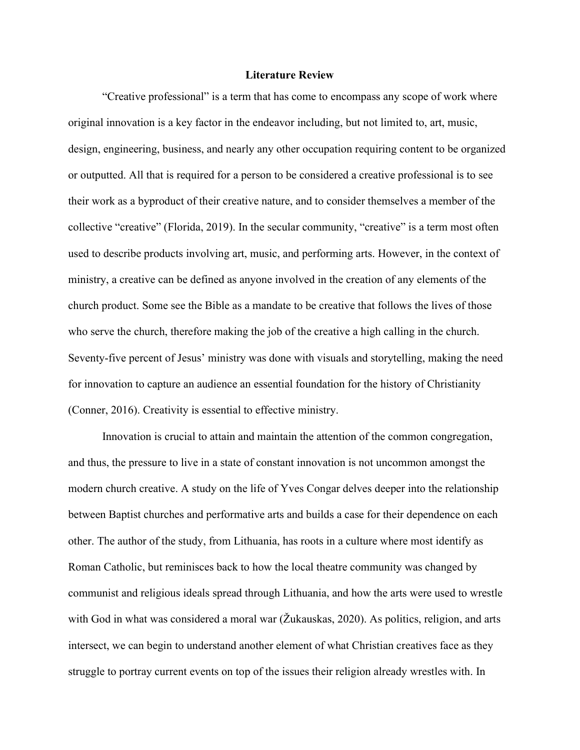## Literature Review

"Creative professional" is a term that has come to encompass any scope of work where original innovation is a key factor in the endeavor including, but not limited to, art, music, design, engineering, business, and nearly any other occupation requiring content to be organized or outputted. All that is required for a person to be considered a creative professional is to see their work as a byproduct of their creative nature, and to consider themselves a member of the collective "creative" (Florida, 2019). In the secular community, "creative" is a term most often used to describe products involving art, music, and performing arts. However, in the context of ministry, a creative can be defined as anyone involved in the creation of any elements of the church product. Some see the Bible as a mandate to be creative that follows the lives of those who serve the church, therefore making the job of the creative a high calling in the church. Seventy-five percent of Jesus' ministry was done with visuals and storytelling, making the need for innovation to capture an audience an essential foundation for the history of Christianity (Conner, 2016). Creativity is essential to effective ministry.

Innovation is crucial to attain and maintain the attention of the common congregation, and thus, the pressure to live in a state of constant innovation is not uncommon amongst the modern church creative. A study on the life of Yves Congar delves deeper into the relationship between Baptist churches and performative arts and builds a case for their dependence on each other. The author of the study, from Lithuania, has roots in a culture where most identify as Roman Catholic, but reminisces back to how the local theatre community was changed by communist and religious ideals spread through Lithuania, and how the arts were used to wrestle with God in what was considered a moral war (Žukauskas, 2020). As politics, religion, and arts intersect, we can begin to understand another element of what Christian creatives face as they struggle to portray current events on top of the issues their religion already wrestles with. In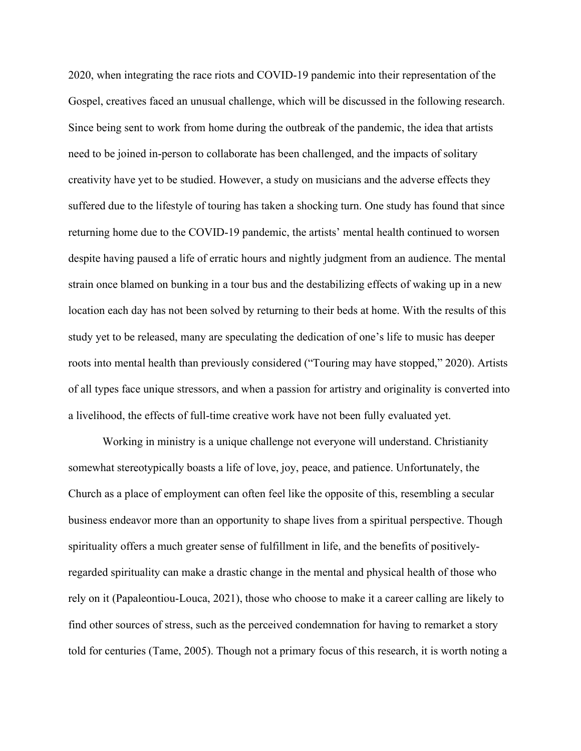2020, when integrating the race riots and COVID-19 pandemic into their representation of the Gospel, creatives faced an unusual challenge, which will be discussed in the following research. Since being sent to work from home during the outbreak of the pandemic, the idea that artists need to be joined in-person to collaborate has been challenged, and the impacts of solitary creativity have yet to be studied. However, a study on musicians and the adverse effects they suffered due to the lifestyle of touring has taken a shocking turn. One study has found that since returning home due to the COVID-19 pandemic, the artists' mental health continued to worsen despite having paused a life of erratic hours and nightly judgment from an audience. The mental strain once blamed on bunking in a tour bus and the destabilizing effects of waking up in a new location each day has not been solved by returning to their beds at home. With the results of this study yet to be released, many are speculating the dedication of one's life to music has deeper roots into mental health than previously considered ("Touring may have stopped," 2020). Artists of all types face unique stressors, and when a passion for artistry and originality is converted into a livelihood, the effects of full-time creative work have not been fully evaluated yet.

Working in ministry is a unique challenge not everyone will understand. Christianity somewhat stereotypically boasts a life of love, joy, peace, and patience. Unfortunately, the Church as a place of employment can often feel like the opposite of this, resembling a secular business endeavor more than an opportunity to shape lives from a spiritual perspective. Though spirituality offers a much greater sense of fulfillment in life, and the benefits of positively-regarded spirituality can make a drastic change in the mental and physical health of those who rely on it (Papaleontiou-Louca, 2021), those who choose to make it a career calling are likely to find other sources of stress, such as the perceived condemnation for having to remarket a story told for centuries (Tame, 2005). Though not a primary focus of this research, it is worth noting a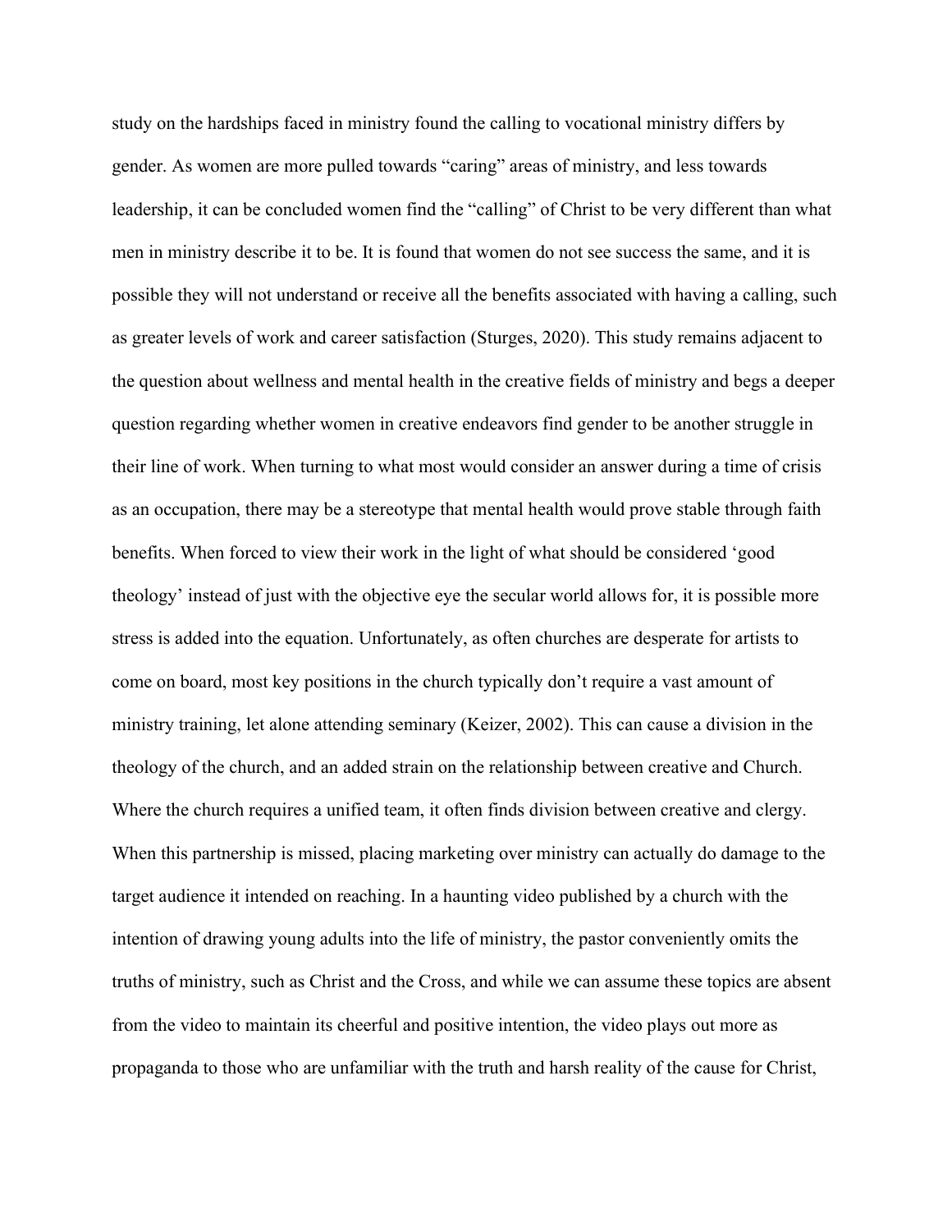study on the hardships faced in ministry found the calling to vocational ministry differs by gender. As women are more pulled towards "caring" areas of ministry, and less towards leadership, it can be concluded women find the "calling" of Christ to be very different than what men in ministry describe it to be. It is found that women do not see success the same, and it is possible they will not understand or receive all the benefits associated with having a calling, such as greater levels of work and career satisfaction (Sturges, 2020). This study remains adjacent to the question about wellness and mental health in the creative fields of ministry and begs a deeper question regarding whether women in creative endeavors find gender to be another struggle in their line of work. When turning to what most would consider an answer during a time of crisis as an occupation, there may be a stereotype that mental health would prove stable through faith benefits. When forced to view their work in the light of what should be considered 'good theology' instead of just with the objective eye the secular world allows for, it is possible more stress is added into the equation. Unfortunately, as often churches are desperate for artists to come on board, most key positions in the church typically don't require a vast amount of ministry training, let alone attending seminary (Keizer, 2002). This can cause a division in the theology of the church, and an added strain on the relationship between creative and Church. Where the church requires a unified team, it often finds division between creative and clergy. When this partnership is missed, placing marketing over ministry can actually do damage to the target audience it intended on reaching. In a haunting video published by a church with the intention of drawing young adults into the life of ministry, the pastor conveniently omits the truths of ministry, such as Christ and the Cross, and while we can assume these topics are absent from the video to maintain its cheerful and positive intention, the video plays out more as propaganda to those who are unfamiliar with the truth and harsh reality of the cause for Christ,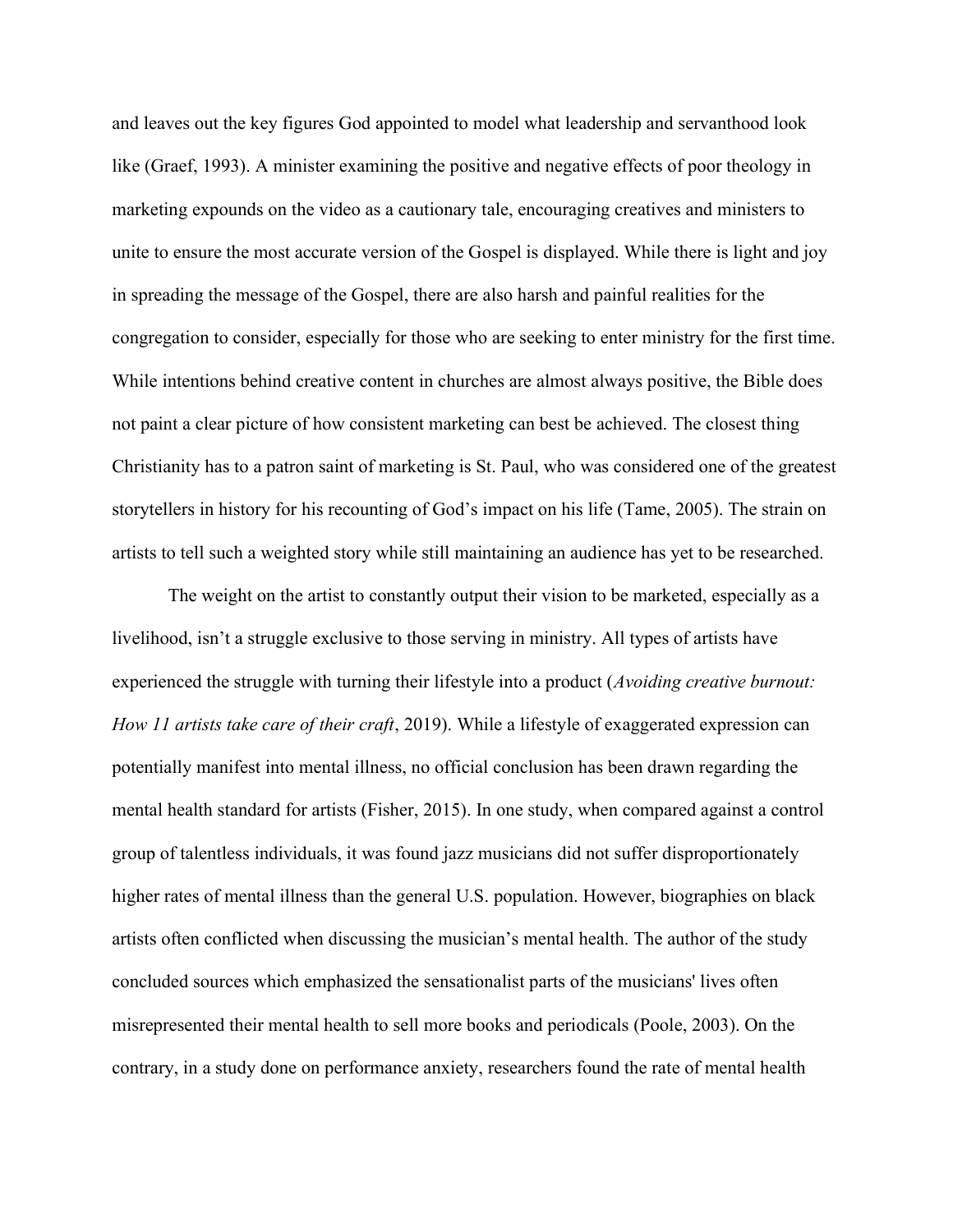and leaves out the key figures God appointed to model what leadership and servanthood look like (Graef, 1993). A minister examining the positive and negative effects of poor theology in marketing expounds on the video as a cautionary tale, encouraging creatives and ministers to unite to ensure the most accurate version of the Gospel is displayed. While there is light and joy in spreading the message of the Gospel, there are also harsh and painful realities for the congregation to consider, especially for those who are seeking to enter ministry for the first time. While intentions behind creative content in churches are almost always positive, the Bible does not paint a clear picture of how consistent marketing can best be achieved. The closest thing Christianity has to a patron saint of marketing is St. Paul, who was considered one of the greatest storytellers in history for his recounting of God's impact on his life (Tame, 2005). The strain on artists to tell such a weighted story while still maintaining an audience has yet to be researched.

The weight on the artist to constantly output their vision to be marketed, especially as a livelihood, isn't a struggle exclusive to those serving in ministry. All types of artists have experienced the struggle with turning their lifestyle into a product (*Avoiding creative burnout: How 11 artists take care of their craft*, 2019). While a lifestyle of exaggerated expression can potentially manifest into mental illness, no official conclusion has been drawn regarding the mental health standard for artists (Fisher, 2015). In one study, when compared against a control group of talentless individuals, it was found jazz musicians did not suffer disproportionately higher rates of mental illness than the general U.S. population. However, biographies on black artists often conflicted when discussing the musician's mental health. The author of the study concluded sources which emphasized the sensationalist parts of the musicians' lives often misrepresented their mental health to sell more books and periodicals (Poole, 2003). On the contrary, in a study done on performance anxiety, researchers found the rate of mental health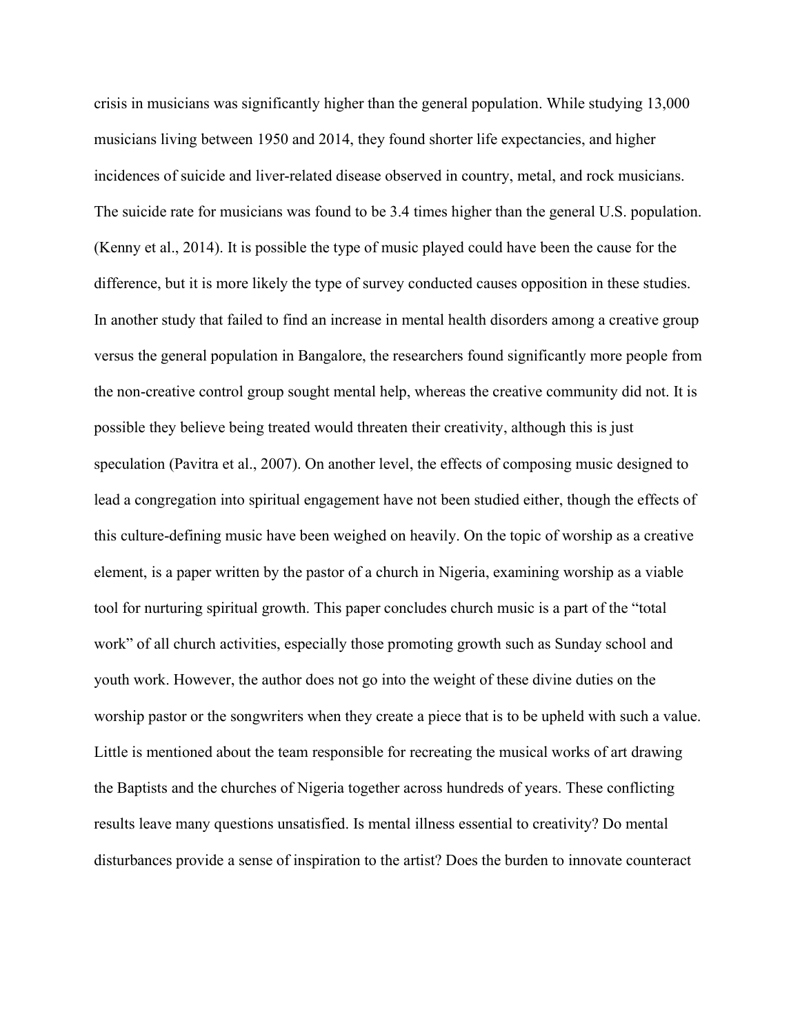crisis in musicians was significantly higher than the general population. While studying 13,000 musicians living between 1950 and 2014, they found shorter life expectancies, and higher incidences of suicide and liver-related disease observed in country, metal, and rock musicians. The suicide rate for musicians was found to be 3.4 times higher than the general U.S. population. (Kenny et al., 2014). It is possible the type of music played could have been the cause for the difference, but it is more likely the type of survey conducted causes opposition in these studies. In another study that failed to find an increase in mental health disorders among a creative group versus the general population in Bangalore, the researchers found significantly more people from the non-creative control group sought mental help, whereas the creative community did not. It is possible they believe being treated would threaten their creativity, although this is just speculation (Pavitra et al., 2007). On another level, the effects of composing music designed to lead a congregation into spiritual engagement have not been studied either, though the effects of this culture-defining music have been weighed on heavily. On the topic of worship as a creative element, is a paper written by the pastor of a church in Nigeria, examining worship as a viable tool for nurturing spiritual growth. This paper concludes church music is a part of the "total work" of all church activities, especially those promoting growth such as Sunday school and youth work. However, the author does not go into the weight of these divine duties on the worship pastor or the songwriters when they create a piece that is to be upheld with such a value. Little is mentioned about the team responsible for recreating the musical works of art drawing the Baptists and the churches of Nigeria together across hundreds of years. These conflicting results leave many questions unsatisfied. Is mental illness essential to creativity? Do mental disturbances provide a sense of inspiration to the artist? Does the burden to innovate counteract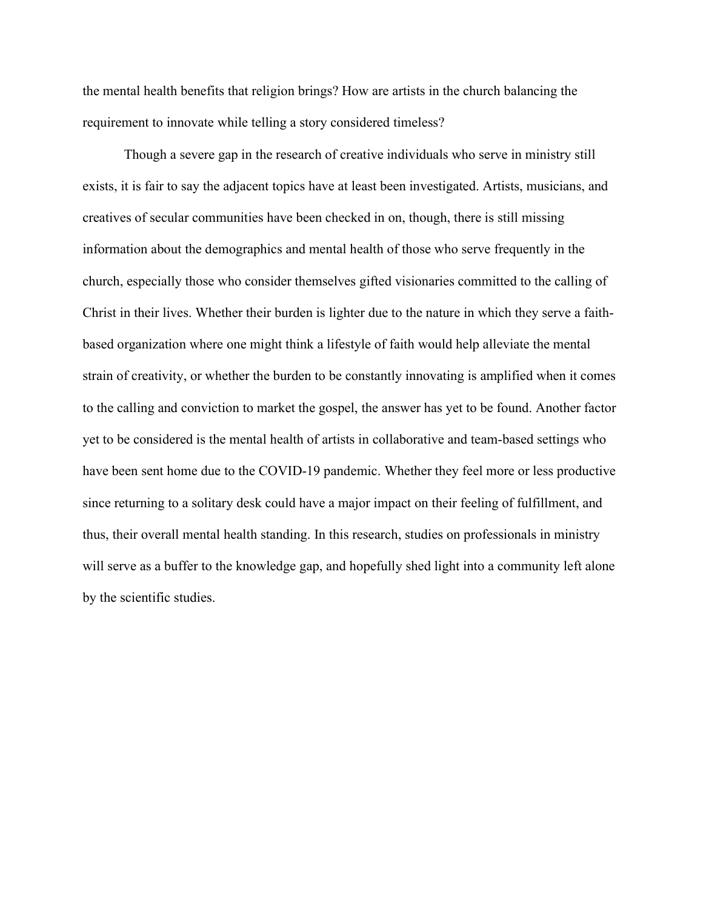the mental health benefits that religion brings? How are artists in the church balancing the requirement to innovate while telling a story considered timeless?

Though a severe gap in the research of creative individuals who serve in ministry still exists, it is fair to say the adjacent topics have at least been investigated. Artists, musicians, and creatives of secular communities have been checked in on, though, there is still missing information about the demographics and mental health of those who serve frequently in the church, especially those who consider themselves gifted visionaries committed to the calling of Christ in their lives. Whether their burden is lighter due to the nature in which they serve a faith-based organization where one might think a lifestyle of faith would help alleviate the mental strain of creativity, or whether the burden to be constantly innovating is amplified when it comes to the calling and conviction to market the gospel, the answer has yet to be found. Another factor yet to be considered is the mental health of artists in collaborative and team-based settings who have been sent home due to the COVID-19 pandemic. Whether they feel more or less productive since returning to a solitary desk could have a major impact on their feeling of fulfillment, and thus, their overall mental health standing. In this research, studies on professionals in ministry will serve as a buffer to the knowledge gap, and hopefully shed light into a community left alone by the scientific studies.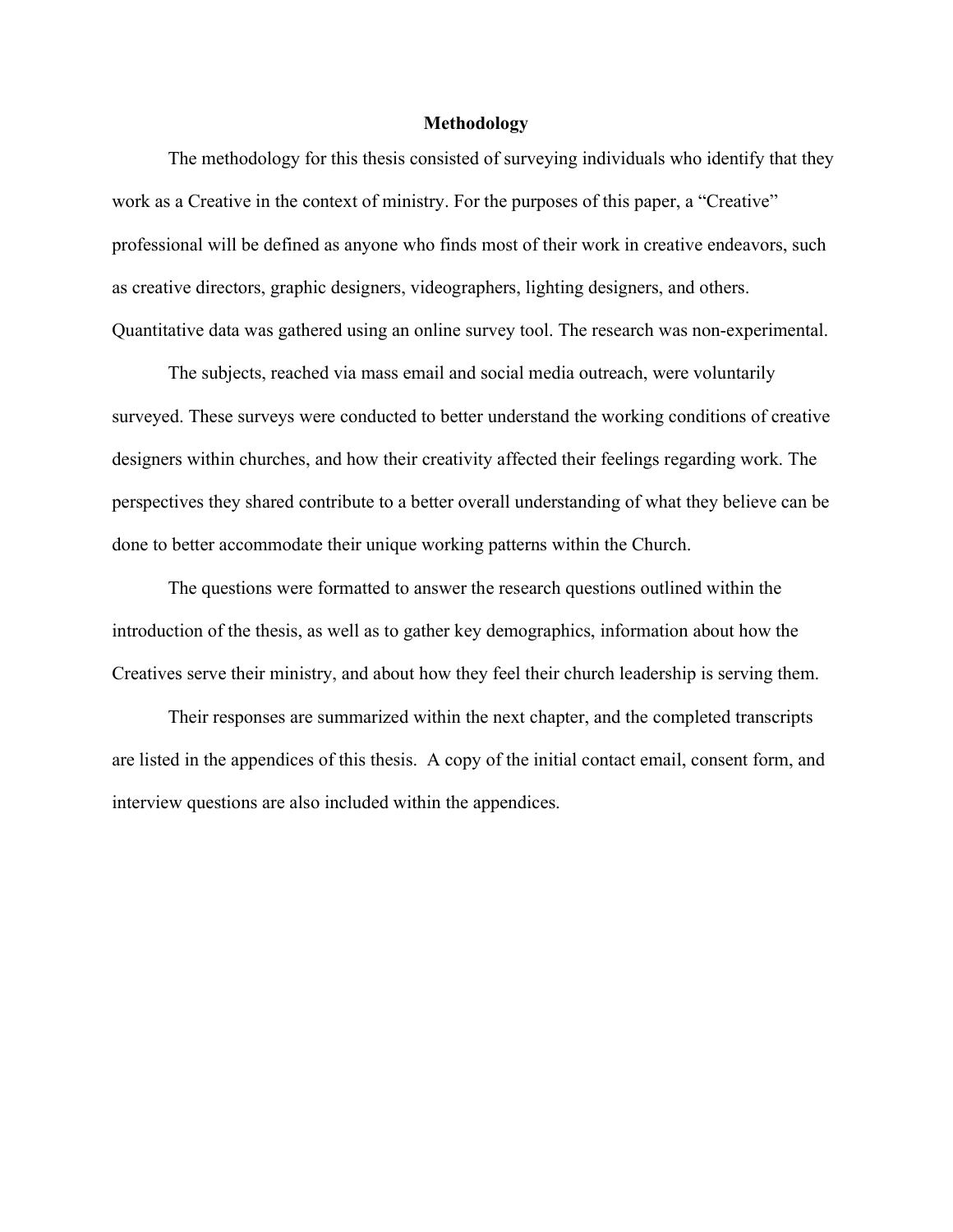## Methodology

The methodology for this thesis consisted of surveying individuals who identify that they work as a Creative in the context of ministry. For the purposes of this paper, a "Creative" professional will be defined as anyone who finds most of their work in creative endeavors, such as creative directors, graphic designers, videographers, lighting designers, and others. Quantitative data was gathered using an online survey tool. The research was non-experimental.

The subjects, reached via mass email and social media outreach, were voluntarily surveyed. These surveys were conducted to better understand the working conditions of creative designers within churches, and how their creativity affected their feelings regarding work. The perspectives they shared contribute to a better overall understanding of what they believe can be done to better accommodate their unique working patterns within the Church.

The questions were formatted to answer the research questions outlined within the introduction of the thesis, as well as to gather key demographics, information about how the Creatives serve their ministry, and about how they feel their church leadership is serving them.

Their responses are summarized within the next chapter, and the completed transcripts are listed in the appendices of this thesis. A copy of the initial contact email, consent form, and interview questions are also included within the appendices.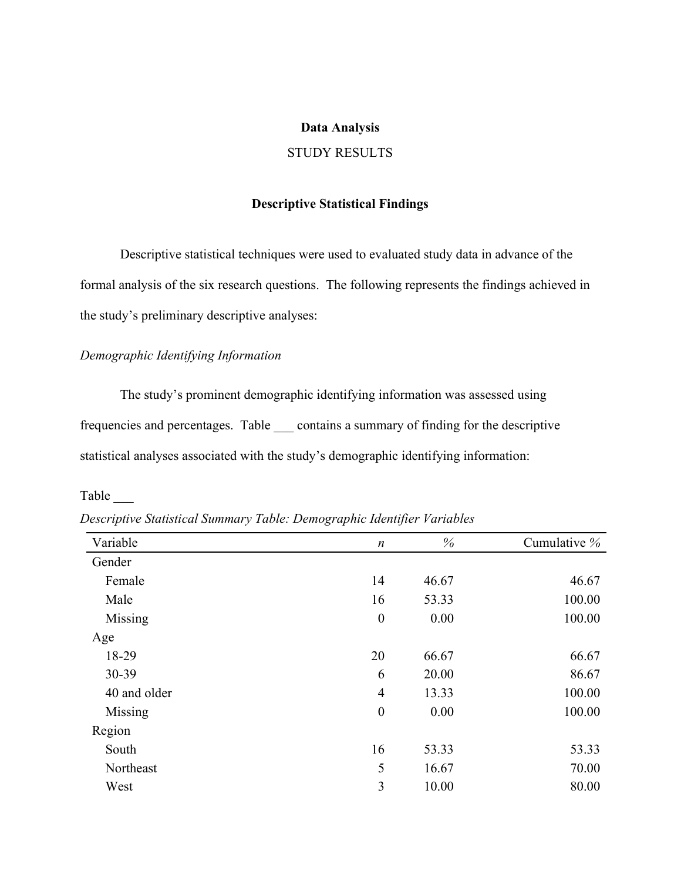**Data Analysis**

STUDY RESULTS

**Descriptive Statistical Findings**

Descriptive statistical techniques were used to evaluated study data in advance of the formal analysis of the six research questions. The following represents the findings achieved in the study's preliminary descriptive analyses:

*Demographic Identifying Information*

The study's prominent demographic identifying information was assessed using frequencies and percentages. Table ___ contains a summary of finding for the descriptive statistical analyses associated with the study's demographic identifying information:

Table ___

*Descriptive Statistical Summary Table: Demographic Identifier Variables*

| Variable | *n* | % | Cumulative % |
|---|---|---|---|
| Gender | | | |
| Female | 14 | 46.67 | 46.67 |
| Male | 16 | 53.33 | 100.00 |
| Missing | 0 | 0.00 | 100.00 |
| Age | | | |
| 18-29 | 20 | 66.67 | 66.67 |
| 30-39 | 6 | 20.00 | 86.67 |
| 40 and older | 4 | 13.33 | 100.00 |
| Missing | 0 | 0.00 | 100.00 |
| Region | | | |
| South | 16 | 53.33 | 53.33 |
| Northeast | 5 | 16.67 | 70.00 |
| West | 3 | 10.00 | 80.00 |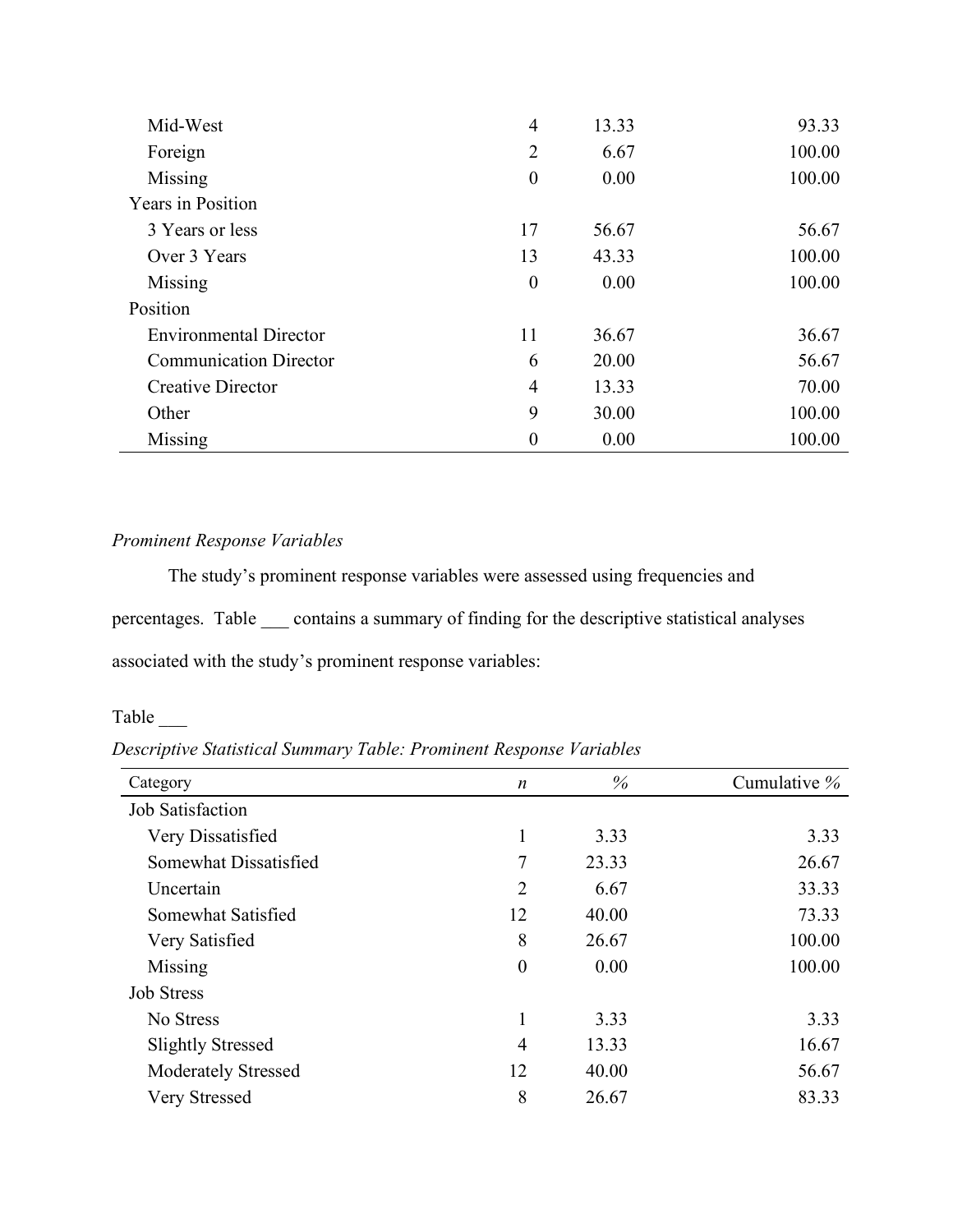| | | | |
|---|---|---|---|
| Mid-West | 4 | 13.33 | 93.33 |
| Foreign | 2 | 6.67 | 100.00 |
| Missing | 0 | 0.00 | 100.00 |
| Years in Position | | | |
| 3 Years or less | 17 | 56.67 | 56.67 |
| Over 3 Years | 13 | 43.33 | 100.00 |
| Missing | 0 | 0.00 | 100.00 |
| Position | | | |
| Environmental Director | 11 | 36.67 | 36.67 |
| Communication Director | 6 | 20.00 | 56.67 |
| Creative Director | 4 | 13.33 | 70.00 |
| Other | 9 | 30.00 | 100.00 |
| Missing | 0 | 0.00 | 100.00 |

*Prominent Response Variables*

The study's prominent response variables were assessed using frequencies and percentages. Table ___ contains a summary of finding for the descriptive statistical analyses associated with the study's prominent response variables:

Table ___

*Descriptive Statistical Summary Table: Prominent Response Variables*

| Category | *n* | % | Cumulative % |
|---|---|---|---|
| Job Satisfaction | | | |
| Very Dissatisfied | 1 | 3.33 | 3.33 |
| Somewhat Dissatisfied | 7 | 23.33 | 26.67 |
| Uncertain | 2 | 6.67 | 33.33 |
| Somewhat Satisfied | 12 | 40.00 | 73.33 |
| Very Satisfied | 8 | 26.67 | 100.00 |
| Missing | 0 | 0.00 | 100.00 |
| Job Stress | | | |
| No Stress | 1 | 3.33 | 3.33 |
| Slightly Stressed | 4 | 13.33 | 16.67 |
| Moderately Stressed | 12 | 40.00 | 56.67 |
| Very Stressed | 8 | 26.67 | 83.33 |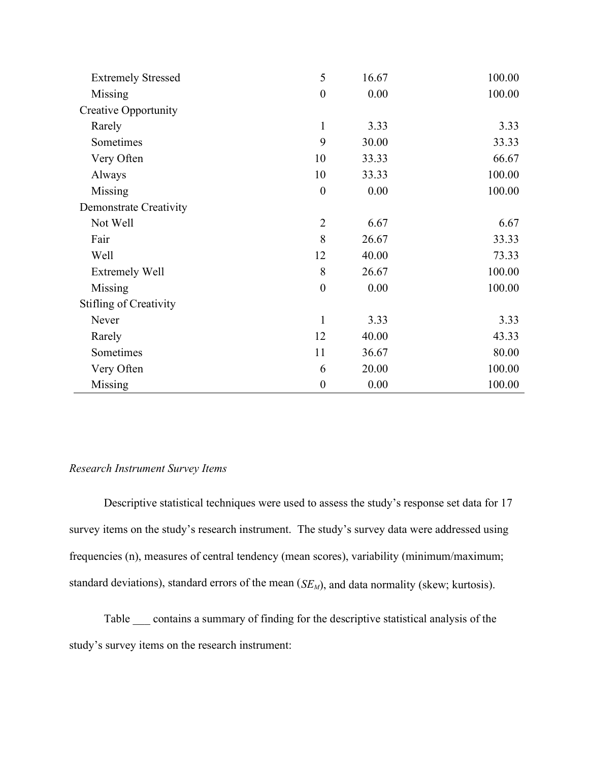| | | | |
|---|---|---|---|
| Extremely Stressed | 5 | 16.67 | 100.00 |
| Missing | 0 | 0.00 | 100.00 |
| Creative Opportunity | | | |
| Rarely | 1 | 3.33 | 3.33 |
| Sometimes | 9 | 30.00 | 33.33 |
| Very Often | 10 | 33.33 | 66.67 |
| Always | 10 | 33.33 | 100.00 |
| Missing | 0 | 0.00 | 100.00 |
| Demonstrate Creativity | | | |
| Not Well | 2 | 6.67 | 6.67 |
| Fair | 8 | 26.67 | 33.33 |
| Well | 12 | 40.00 | 73.33 |
| Extremely Well | 8 | 26.67 | 100.00 |
| Missing | 0 | 0.00 | 100.00 |
| Stifling of Creativity | | | |
| Never | 1 | 3.33 | 3.33 |
| Rarely | 12 | 40.00 | 43.33 |
| Sometimes | 11 | 36.67 | 80.00 |
| Very Often | 6 | 20.00 | 100.00 |
| Missing | 0 | 0.00 | 100.00 |

*Research Instrument Survey Items*

Descriptive statistical techniques were used to assess the study's response set data for 17 survey items on the study's research instrument. The study's survey data were addressed using frequencies (n), measures of central tendency (mean scores), variability (minimum/maximum; standard deviations), standard errors of the mean ($SE_M$), and data normality (skew; kurtosis).

Table ___ contains a summary of finding for the descriptive statistical analysis of the study's survey items on the research instrument: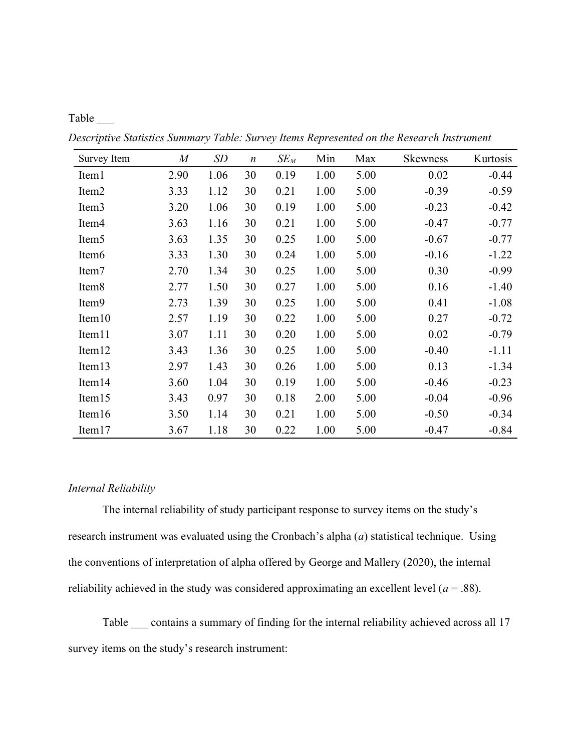Table ___

*Descriptive Statistics Summary Table: Survey Items Represented on the Research Instrument*

| Survey Item | *M* | *SD* | *n* | $SE_M$ | Min | Max | Skewness | Kurtosis |
|---|---|---|---|---|---|---|---|---|
| Item1 | 2.90 | 1.06 | 30 | 0.19 | 1.00 | 5.00 | 0.02 | -0.44 |
| Item2 | 3.33 | 1.12 | 30 | 0.21 | 1.00 | 5.00 | -0.39 | -0.59 |
| Item3 | 3.20 | 1.06 | 30 | 0.19 | 1.00 | 5.00 | -0.23 | -0.42 |
| Item4 | 3.63 | 1.16 | 30 | 0.21 | 1.00 | 5.00 | -0.47 | -0.77 |
| Item5 | 3.63 | 1.35 | 30 | 0.25 | 1.00 | 5.00 | -0.67 | -0.77 |
| Item6 | 3.33 | 1.30 | 30 | 0.24 | 1.00 | 5.00 | -0.16 | -1.22 |
| Item7 | 2.70 | 1.34 | 30 | 0.25 | 1.00 | 5.00 | 0.30 | -0.99 |
| Item8 | 2.77 | 1.50 | 30 | 0.27 | 1.00 | 5.00 | 0.16 | -1.40 |
| Item9 | 2.73 | 1.39 | 30 | 0.25 | 1.00 | 5.00 | 0.41 | -1.08 |
| Item10 | 2.57 | 1.19 | 30 | 0.22 | 1.00 | 5.00 | 0.27 | -0.72 |
| Item11 | 3.07 | 1.11 | 30 | 0.20 | 1.00 | 5.00 | 0.02 | -0.79 |
| Item12 | 3.43 | 1.36 | 30 | 0.25 | 1.00 | 5.00 | -0.40 | -1.11 |
| Item13 | 2.97 | 1.43 | 30 | 0.26 | 1.00 | 5.00 | 0.13 | -1.34 |
| Item14 | 3.60 | 1.04 | 30 | 0.19 | 1.00 | 5.00 | -0.46 | -0.23 |
| Item15 | 3.43 | 0.97 | 30 | 0.18 | 2.00 | 5.00 | -0.04 | -0.96 |
| Item16 | 3.50 | 1.14 | 30 | 0.21 | 1.00 | 5.00 | -0.50 | -0.34 |
| Item17 | 3.67 | 1.18 | 30 | 0.22 | 1.00 | 5.00 | -0.47 | -0.84 |

*Internal Reliability*

The internal reliability of study participant response to survey items on the study's research instrument was evaluated using the Cronbach's alpha (*a*) statistical technique. Using the conventions of interpretation of alpha offered by George and Mallery (2020), the internal reliability achieved in the study was considered approximating an excellent level (*a* = .88).

Table ___ contains a summary of finding for the internal reliability achieved across all 17 survey items on the study's research instrument: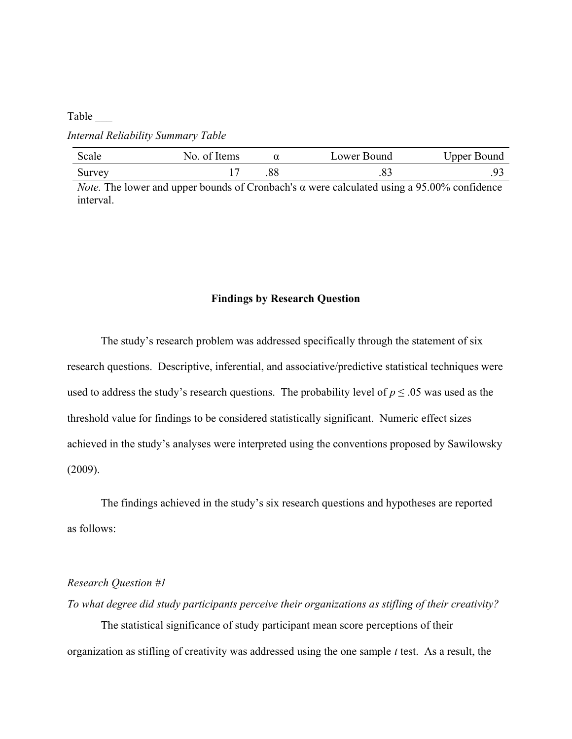Table ___

*Internal Reliability Summary Table*

| Scale | No. of Items | α | Lower Bound | Upper Bound |
|---|---|---|---|---|
| Survey | 17 | .88 | .83 | .93 |

*Note.* The lower and upper bounds of Cronbach's α were calculated using a 95.00% confidence interval.

## Findings by Research Question

The study's research problem was addressed specifically through the statement of six research questions. Descriptive, inferential, and associative/predictive statistical techniques were used to address the study's research questions. The probability level of $p \leq .05$ was used as the threshold value for findings to be considered statistically significant. Numeric effect sizes achieved in the study's analyses were interpreted using the conventions proposed by Sawilowsky (2009).

The findings achieved in the study's six research questions and hypotheses are reported as follows:

*Research Question #1*

*To what degree did study participants perceive their organizations as stifling of their creativity?*

The statistical significance of study participant mean score perceptions of their organization as stifling of creativity was addressed using the one sample *t* test. As a result, the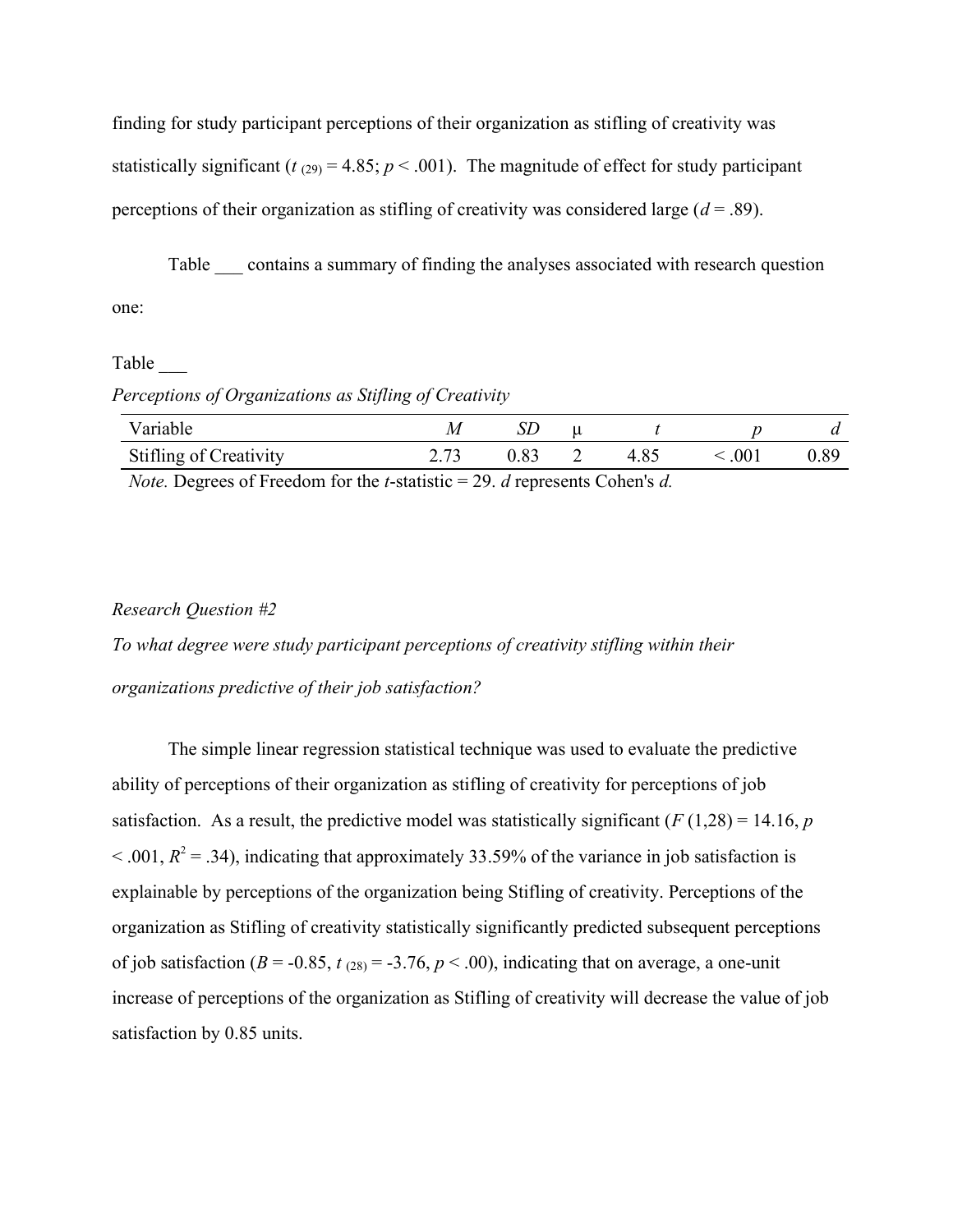finding for study participant perceptions of their organization as stifling of creativity was statistically significant ($t_{(29)} = 4.85$; $p < .001$). The magnitude of effect for study participant perceptions of their organization as stifling of creativity was considered large ($d = .89$).

Table ___ contains a summary of finding the analyses associated with research question one:

Table ___

*Perceptions of Organizations as Stifling of Creativity*

| Variable | *M* | *SD* | μ | *t* | *p* | *d* |
|---|---|---|---|---|---|---|
| Stifling of Creativity | 2.73 | 0.83 | 2 | 4.85 | < .001 | 0.89 |

*Note.* Degrees of Freedom for the *t*-statistic = 29. *d* represents Cohen's *d.*

*Research Question #2*

*To what degree were study participant perceptions of creativity stifling within their organizations predictive of their job satisfaction?*

The simple linear regression statistical technique was used to evaluate the predictive ability of perceptions of their organization as stifling of creativity for perceptions of job satisfaction. As a result, the predictive model was statistically significant ($F\,(1{,}28) = 14.16$, $p < .001$, $R^2 = .34$), indicating that approximately 33.59% of the variance in job satisfaction is explainable by perceptions of the organization being Stifling of creativity. Perceptions of the organization as Stifling of creativity statistically significantly predicted subsequent perceptions of job satisfaction ($B = -0.85$, $t_{(28)} = -3.76$, $p < .00$), indicating that on average, a one-unit increase of perceptions of the organization as Stifling of creativity will decrease the value of job satisfaction by 0.85 units.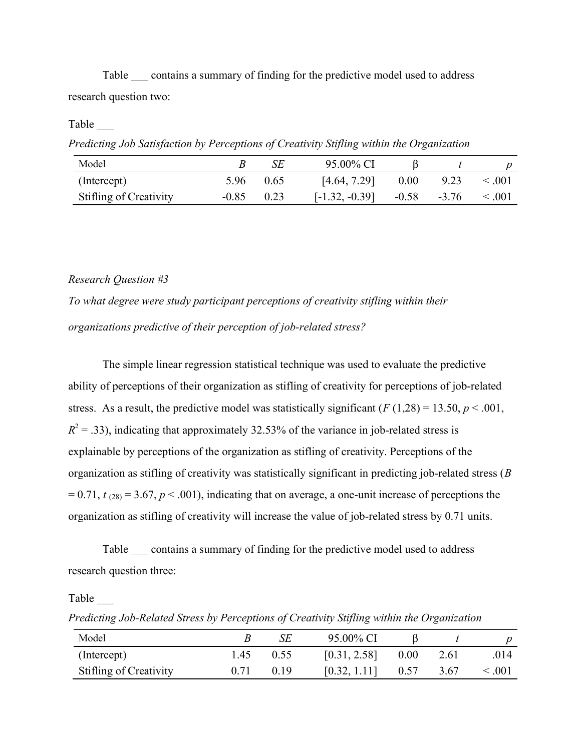Table ___ contains a summary of finding for the predictive model used to address research question two:

Table ___

*Predicting Job Satisfaction by Perceptions of Creativity Stifling within the Organization*

| Model | *B* | *SE* | 95.00% CI | β | *t* | *p* |
|---|---|---|---|---|---|---|
| (Intercept) | 5.96 | 0.65 | [4.64, 7.29] | 0.00 | 9.23 | < .001 |
| Stifling of Creativity | -0.85 | 0.23 | [-1.32, -0.39] | -0.58 | -3.76 | < .001 |

*Research Question #3*

*To what degree were study participant perceptions of creativity stifling within their organizations predictive of their perception of job-related stress?*

The simple linear regression statistical technique was used to evaluate the predictive ability of perceptions of their organization as stifling of creativity for perceptions of job-related stress. As a result, the predictive model was statistically significant ($F$ (1,28) = 13.50, $p < .001$, $R^2 = .33$), indicating that approximately 32.53% of the variance in job-related stress is explainable by perceptions of the organization as stifling of creativity. Perceptions of the organization as stifling of creativity was statistically significant in predicting job-related stress ($B = 0.71$, $t_{(28)} = 3.67$, $p < .001$), indicating that on average, a one-unit increase of perceptions the organization as stifling of creativity will increase the value of job-related stress by 0.71 units.

Table ___ contains a summary of finding for the predictive model used to address research question three:

Table ___

*Predicting Job-Related Stress by Perceptions of Creativity Stifling within the Organization*

| Model | *B* | *SE* | 95.00% CI | β | *t* | *p* |
|---|---|---|---|---|---|---|
| (Intercept) | 1.45 | 0.55 | [0.31, 2.58] | 0.00 | 2.61 | .014 |
| Stifling of Creativity | 0.71 | 0.19 | [0.32, 1.11] | 0.57 | 3.67 | < .001 |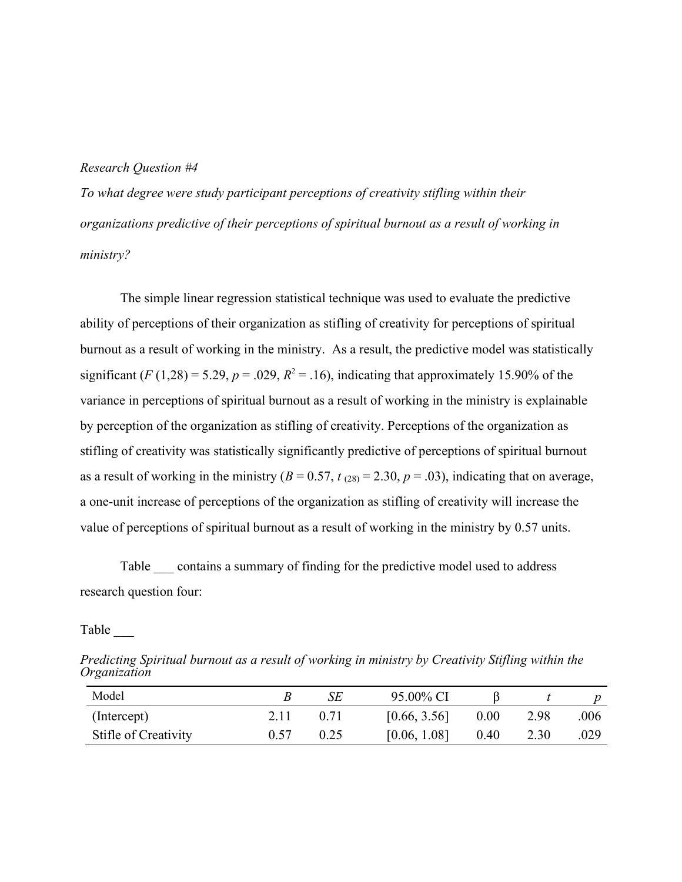*Research Question #4*

*To what degree were study participant perceptions of creativity stifling within their organizations predictive of their perceptions of spiritual burnout as a result of working in ministry?*

The simple linear regression statistical technique was used to evaluate the predictive ability of perceptions of their organization as stifling of creativity for perceptions of spiritual burnout as a result of working in the ministry. As a result, the predictive model was statistically significant ($F$ (1,28) = 5.29, $p$ = .029, $R^2$ = .16), indicating that approximately 15.90% of the variance in perceptions of spiritual burnout as a result of working in the ministry is explainable by perception of the organization as stifling of creativity. Perceptions of the organization as stifling of creativity was statistically significantly predictive of perceptions of spiritual burnout as a result of working in the ministry ($B$ = 0.57, $t_{(28)}$ = 2.30, $p$ = .03), indicating that on average, a one-unit increase of perceptions of the organization as stifling of creativity will increase the value of perceptions of spiritual burnout as a result of working in the ministry by 0.57 units.

Table ___ contains a summary of finding for the predictive model used to address research question four:

Table ___

*Predicting Spiritual burnout as a result of working in ministry by Creativity Stifling within the Organization*

| Model | $B$ | $SE$ | 95.00% CI | β | $t$ | $p$ |
|---|---|---|---|---|---|---|
| (Intercept) | 2.11 | 0.71 | [0.66, 3.56] | 0.00 | 2.98 | .006 |
| Stifle of Creativity | 0.57 | 0.25 | [0.06, 1.08] | 0.40 | 2.30 | .029 |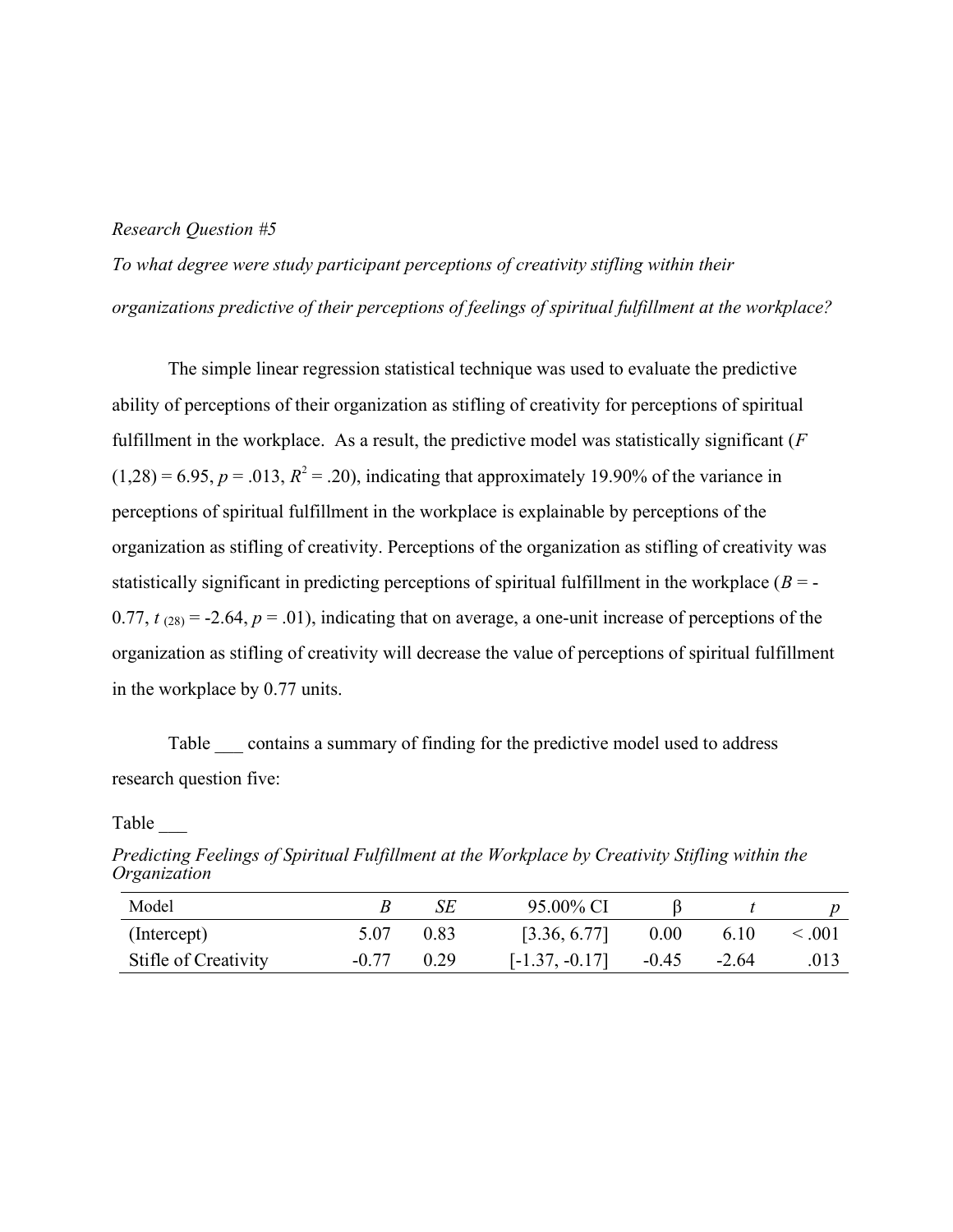*Research Question #5*

*To what degree were study participant perceptions of creativity stifling within their organizations predictive of their perceptions of feelings of spiritual fulfillment at the workplace?*

The simple linear regression statistical technique was used to evaluate the predictive ability of perceptions of their organization as stifling of creativity for perceptions of spiritual fulfillment in the workplace. As a result, the predictive model was statistically significant ($F$ (1,28) = 6.95, $p$ = .013, $R^2$ = .20), indicating that approximately 19.90% of the variance in perceptions of spiritual fulfillment in the workplace is explainable by perceptions of the organization as stifling of creativity. Perceptions of the organization as stifling of creativity was statistically significant in predicting perceptions of spiritual fulfillment in the workplace ($B$ = -0.77, $t_{(28)}$ = -2.64, $p$ = .01), indicating that on average, a one-unit increase of perceptions of the organization as stifling of creativity will decrease the value of perceptions of spiritual fulfillment in the workplace by 0.77 units.

Table ___ contains a summary of finding for the predictive model used to address research question five:

Table ___

*Predicting Feelings of Spiritual Fulfillment at the Workplace by Creativity Stifling within the Organization*

| Model | $B$ | $SE$ | 95.00% CI | β | $t$ | $p$ |
|---|---|---|---|---|---|---|
| (Intercept) | 5.07 | 0.83 | [3.36, 6.77] | 0.00 | 6.10 | < .001 |
| Stifle of Creativity | -0.77 | 0.29 | [-1.37, -0.17] | -0.45 | -2.64 | .013 |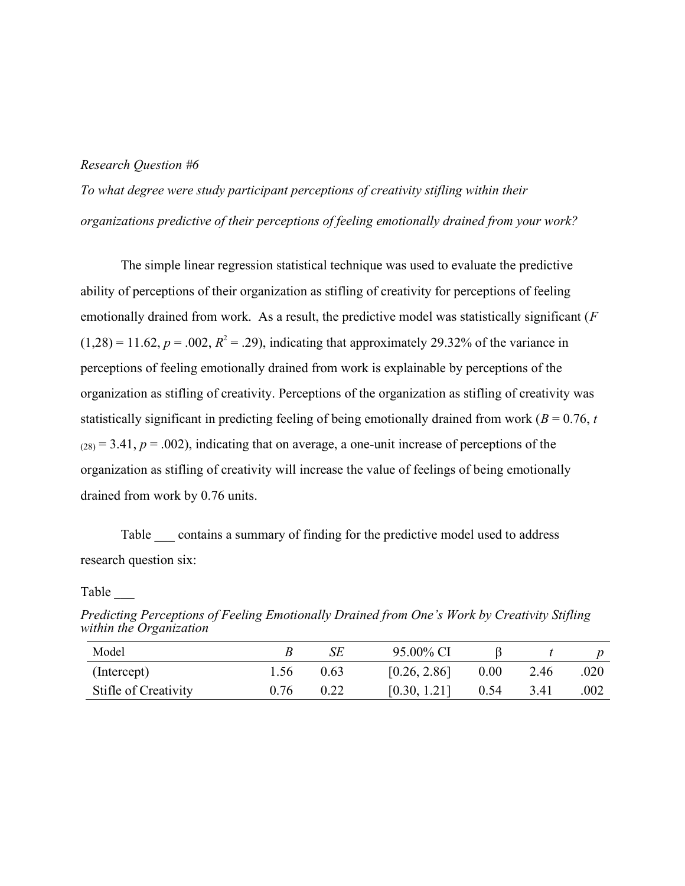*Research Question #6*

*To what degree were study participant perceptions of creativity stifling within their organizations predictive of their perceptions of feeling emotionally drained from your work?*

The simple linear regression statistical technique was used to evaluate the predictive ability of perceptions of their organization as stifling of creativity for perceptions of feeling emotionally drained from work. As a result, the predictive model was statistically significant ($F$ (1,28) = 11.62, $p$ = .002, $R^2$ = .29), indicating that approximately 29.32% of the variance in perceptions of feeling emotionally drained from work is explainable by perceptions of the organization as stifling of creativity. Perceptions of the organization as stifling of creativity was statistically significant in predicting feeling of being emotionally drained from work ($B$ = 0.76, $t_{(28)}$ = 3.41, $p$ = .002), indicating that on average, a one-unit increase of perceptions of the organization as stifling of creativity will increase the value of feelings of being emotionally drained from work by 0.76 units.

Table ___ contains a summary of finding for the predictive model used to address research question six:

Table ___

*Predicting Perceptions of Feeling Emotionally Drained from One's Work by Creativity Stifling within the Organization*

| Model | *B* | *SE* | 95.00% CI | β | *t* | *p* |
|---|---|---|---|---|---|---|
| (Intercept) | 1.56 | 0.63 | [0.26, 2.86] | 0.00 | 2.46 | .020 |
| Stifle of Creativity | 0.76 | 0.22 | [0.30, 1.21] | 0.54 | 3.41 | .002 |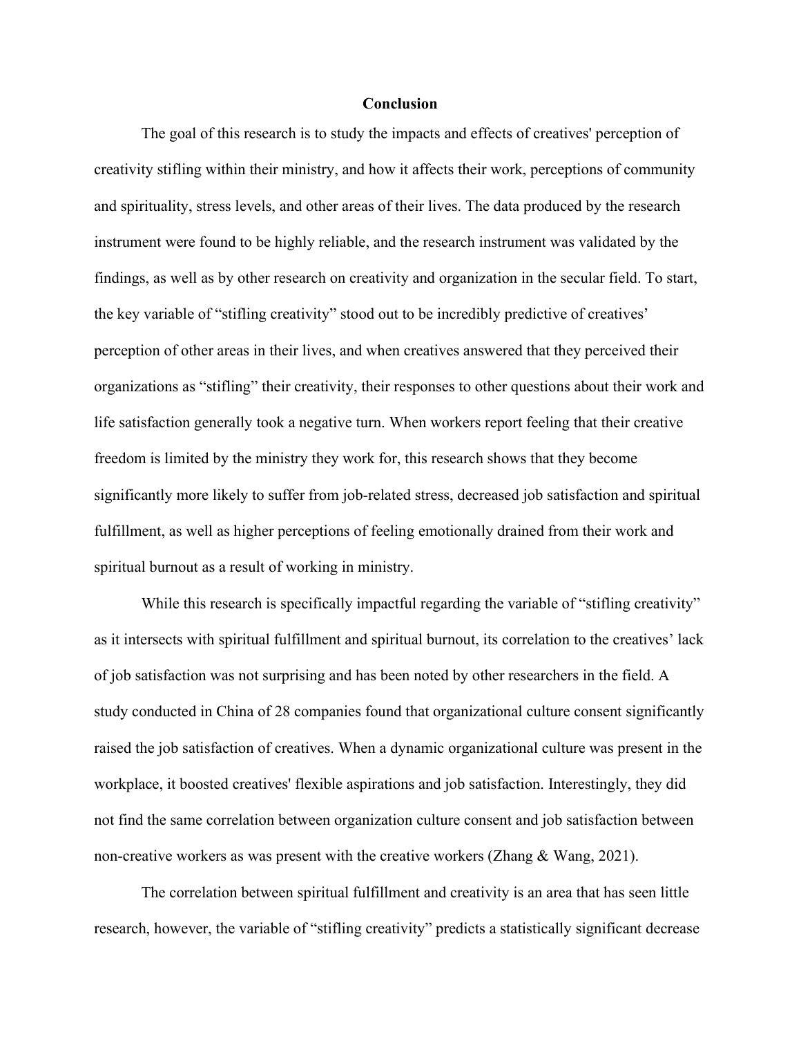## Conclusion

The goal of this research is to study the impacts and effects of creatives' perception of creativity stifling within their ministry, and how it affects their work, perceptions of community and spirituality, stress levels, and other areas of their lives. The data produced by the research instrument were found to be highly reliable, and the research instrument was validated by the findings, as well as by other research on creativity and organization in the secular field. To start, the key variable of "stifling creativity" stood out to be incredibly predictive of creatives' perception of other areas in their lives, and when creatives answered that they perceived their organizations as "stifling" their creativity, their responses to other questions about their work and life satisfaction generally took a negative turn. When workers report feeling that their creative freedom is limited by the ministry they work for, this research shows that they become significantly more likely to suffer from job-related stress, decreased job satisfaction and spiritual fulfillment, as well as higher perceptions of feeling emotionally drained from their work and spiritual burnout as a result of working in ministry.

While this research is specifically impactful regarding the variable of "stifling creativity" as it intersects with spiritual fulfillment and spiritual burnout, its correlation to the creatives' lack of job satisfaction was not surprising and has been noted by other researchers in the field. A study conducted in China of 28 companies found that organizational culture consent significantly raised the job satisfaction of creatives. When a dynamic organizational culture was present in the workplace, it boosted creatives' flexible aspirations and job satisfaction. Interestingly, they did not find the same correlation between organization culture consent and job satisfaction between non-creative workers as was present with the creative workers (Zhang & Wang, 2021).

The correlation between spiritual fulfillment and creativity is an area that has seen little research, however, the variable of "stifling creativity" predicts a statistically significant decrease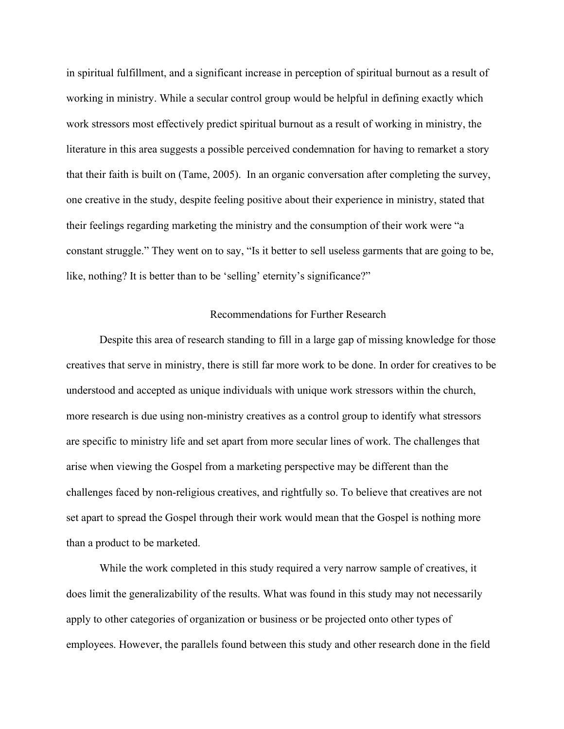in spiritual fulfillment, and a significant increase in perception of spiritual burnout as a result of working in ministry. While a secular control group would be helpful in defining exactly which work stressors most effectively predict spiritual burnout as a result of working in ministry, the literature in this area suggests a possible perceived condemnation for having to remarket a story that their faith is built on (Tame, 2005). In an organic conversation after completing the survey, one creative in the study, despite feeling positive about their experience in ministry, stated that their feelings regarding marketing the ministry and the consumption of their work were "a constant struggle." They went on to say, "Is it better to sell useless garments that are going to be, like, nothing? It is better than to be 'selling' eternity's significance?"

## Recommendations for Further Research

Despite this area of research standing to fill in a large gap of missing knowledge for those creatives that serve in ministry, there is still far more work to be done. In order for creatives to be understood and accepted as unique individuals with unique work stressors within the church, more research is due using non-ministry creatives as a control group to identify what stressors are specific to ministry life and set apart from more secular lines of work. The challenges that arise when viewing the Gospel from a marketing perspective may be different than the challenges faced by non-religious creatives, and rightfully so. To believe that creatives are not set apart to spread the Gospel through their work would mean that the Gospel is nothing more than a product to be marketed.

While the work completed in this study required a very narrow sample of creatives, it does limit the generalizability of the results. What was found in this study may not necessarily apply to other categories of organization or business or be projected onto other types of employees. However, the parallels found between this study and other research done in the field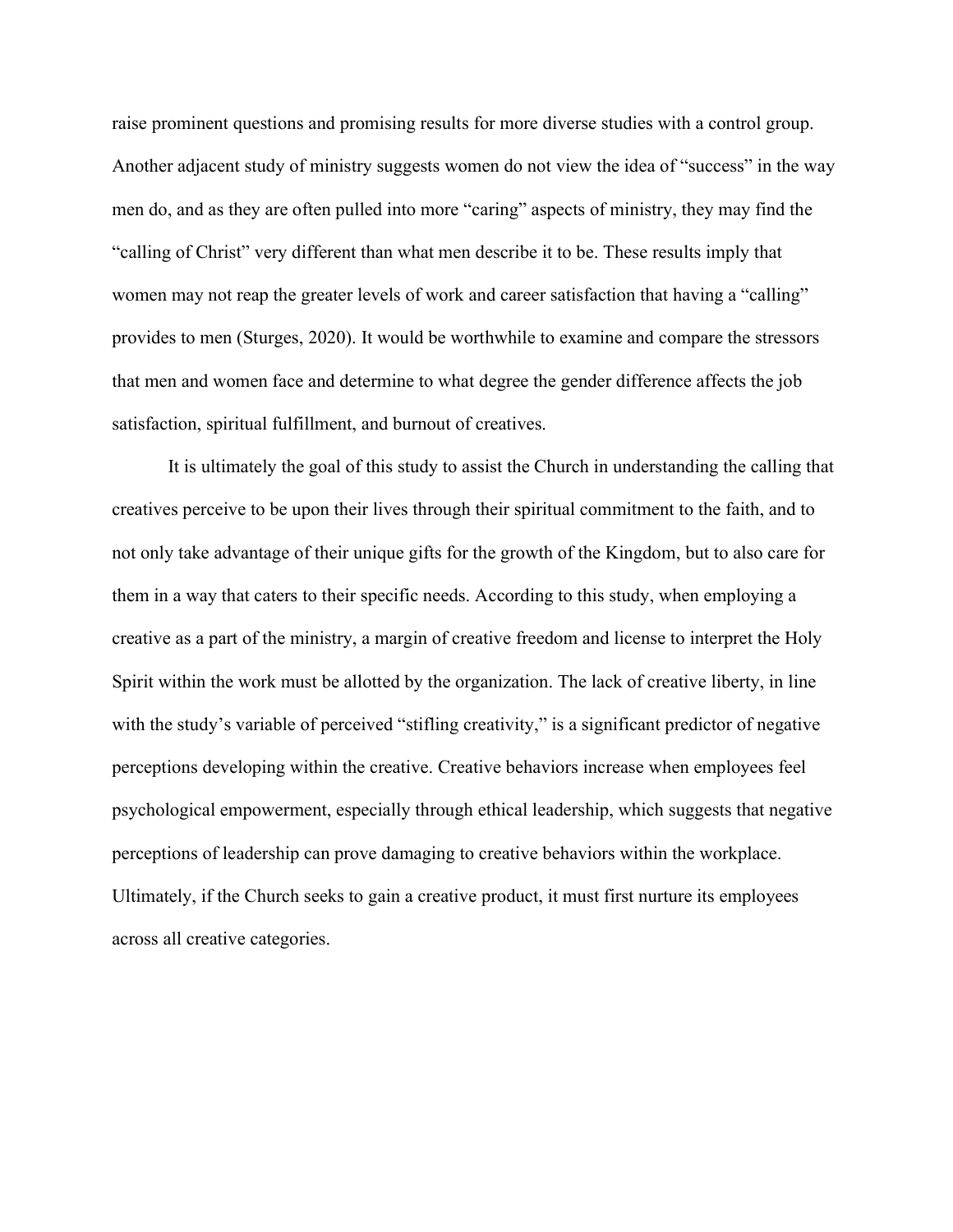raise prominent questions and promising results for more diverse studies with a control group. Another adjacent study of ministry suggests women do not view the idea of "success" in the way men do, and as they are often pulled into more "caring" aspects of ministry, they may find the "calling of Christ" very different than what men describe it to be. These results imply that women may not reap the greater levels of work and career satisfaction that having a "calling" provides to men (Sturges, 2020). It would be worthwhile to examine and compare the stressors that men and women face and determine to what degree the gender difference affects the job satisfaction, spiritual fulfillment, and burnout of creatives.

It is ultimately the goal of this study to assist the Church in understanding the calling that creatives perceive to be upon their lives through their spiritual commitment to the faith, and to not only take advantage of their unique gifts for the growth of the Kingdom, but to also care for them in a way that caters to their specific needs. According to this study, when employing a creative as a part of the ministry, a margin of creative freedom and license to interpret the Holy Spirit within the work must be allotted by the organization. The lack of creative liberty, in line with the study's variable of perceived "stifling creativity," is a significant predictor of negative perceptions developing within the creative. Creative behaviors increase when employees feel psychological empowerment, especially through ethical leadership, which suggests that negative perceptions of leadership can prove damaging to creative behaviors within the workplace. Ultimately, if the Church seeks to gain a creative product, it must first nurture its employees across all creative categories.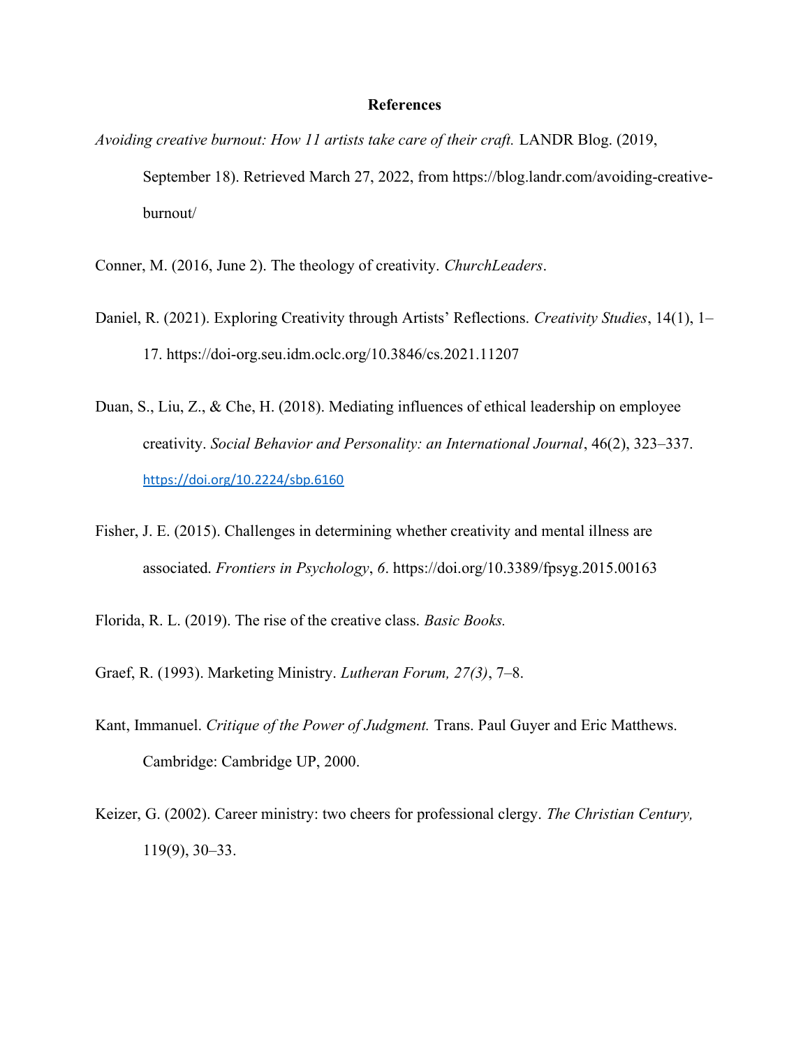**References**

*Avoiding creative burnout: How 11 artists take care of their craft.* LANDR Blog. (2019, September 18). Retrieved March 27, 2022, from https://blog.landr.com/avoiding-creative-burnout/

Conner, M. (2016, June 2). The theology of creativity. *ChurchLeaders*.

Daniel, R. (2021). Exploring Creativity through Artists' Reflections. *Creativity Studies*, 14(1), 1–17. https://doi-org.seu.idm.oclc.org/10.3846/cs.2021.11207

Duan, S., Liu, Z., & Che, H. (2018). Mediating influences of ethical leadership on employee creativity. *Social Behavior and Personality: an International Journal*, 46(2), 323–337. https://doi.org/10.2224/sbp.6160

Fisher, J. E. (2015). Challenges in determining whether creativity and mental illness are associated. *Frontiers in Psychology*, *6*. https://doi.org/10.3389/fpsyg.2015.00163

Florida, R. L. (2019). The rise of the creative class. *Basic Books.*

Graef, R. (1993). Marketing Ministry. *Lutheran Forum, 27(3)*, 7–8.

Kant, Immanuel. *Critique of the Power of Judgment.* Trans. Paul Guyer and Eric Matthews. Cambridge: Cambridge UP, 2000.

Keizer, G. (2002). Career ministry: two cheers for professional clergy. *The Christian Century,* 119(9), 30–33.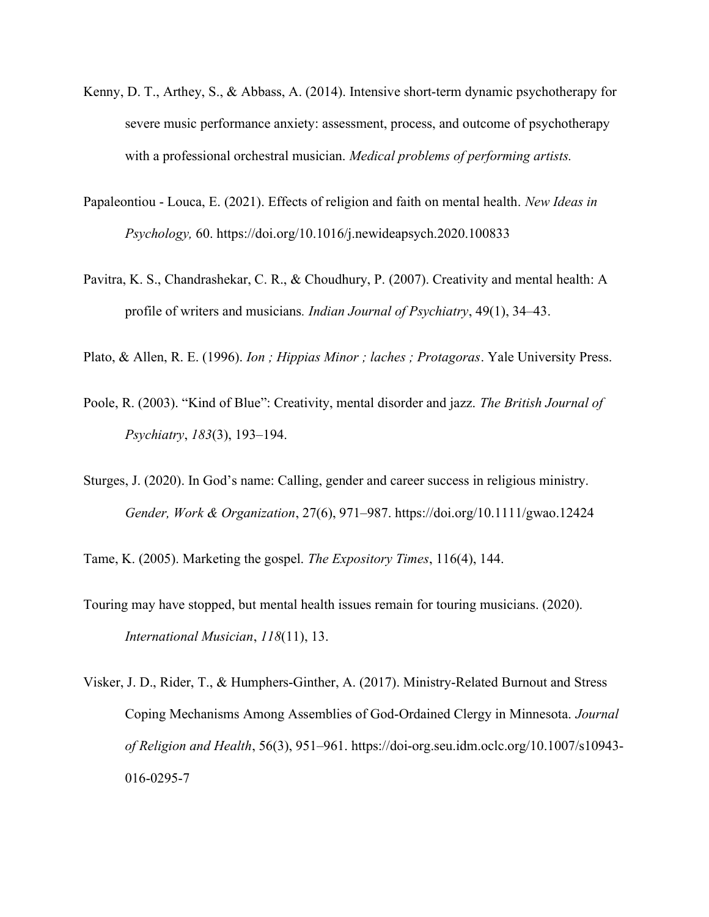Kenny, D. T., Arthey, S., & Abbass, A. (2014). Intensive short-term dynamic psychotherapy for severe music performance anxiety: assessment, process, and outcome of psychotherapy with a professional orchestral musician. *Medical problems of performing artists.*

Papaleontiou - Louca, E. (2021). Effects of religion and faith on mental health. *New Ideas in Psychology,* 60. https://doi.org/10.1016/j.newideapsych.2020.100833

Pavitra, K. S., Chandrashekar, C. R., & Choudhury, P. (2007). Creativity and mental health: A profile of writers and musicians. *Indian Journal of Psychiatry*, 49(1), 34–43.

Plato, & Allen, R. E. (1996). *Ion ; Hippias Minor ; laches ; Protagoras*. Yale University Press.

Poole, R. (2003). "Kind of Blue": Creativity, mental disorder and jazz. *The British Journal of Psychiatry*, *183*(3), 193–194.

Sturges, J. (2020). In God's name: Calling, gender and career success in religious ministry. *Gender, Work & Organization*, 27(6), 971–987. https://doi.org/10.1111/gwao.12424

Tame, K. (2005). Marketing the gospel. *The Expository Times*, 116(4), 144.

Touring may have stopped, but mental health issues remain for touring musicians. (2020). *International Musician*, *118*(11), 13.

Visker, J. D., Rider, T., & Humphers-Ginther, A. (2017). Ministry-Related Burnout and Stress Coping Mechanisms Among Assemblies of God-Ordained Clergy in Minnesota. *Journal of Religion and Health*, 56(3), 951–961. https://doi-org.seu.idm.oclc.org/10.1007/s10943-016-0295-7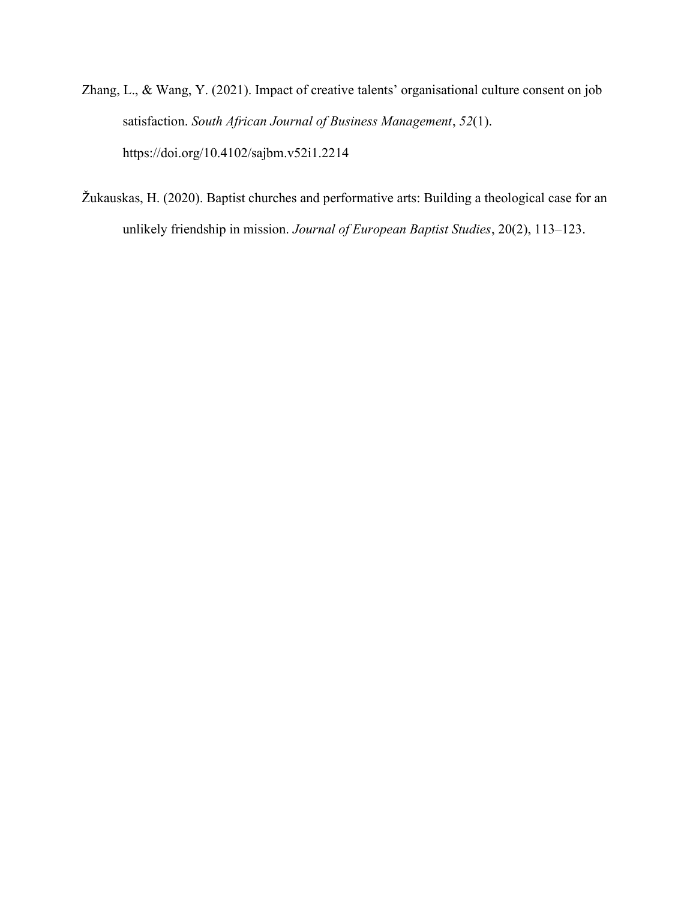Zhang, L., & Wang, Y. (2021). Impact of creative talents' organisational culture consent on job satisfaction. *South African Journal of Business Management*, *52*(1). https://doi.org/10.4102/sajbm.v52i1.2214

Žukauskas, H. (2020). Baptist churches and performative arts: Building a theological case for an unlikely friendship in mission. *Journal of European Baptist Studies*, 20(2), 113–123.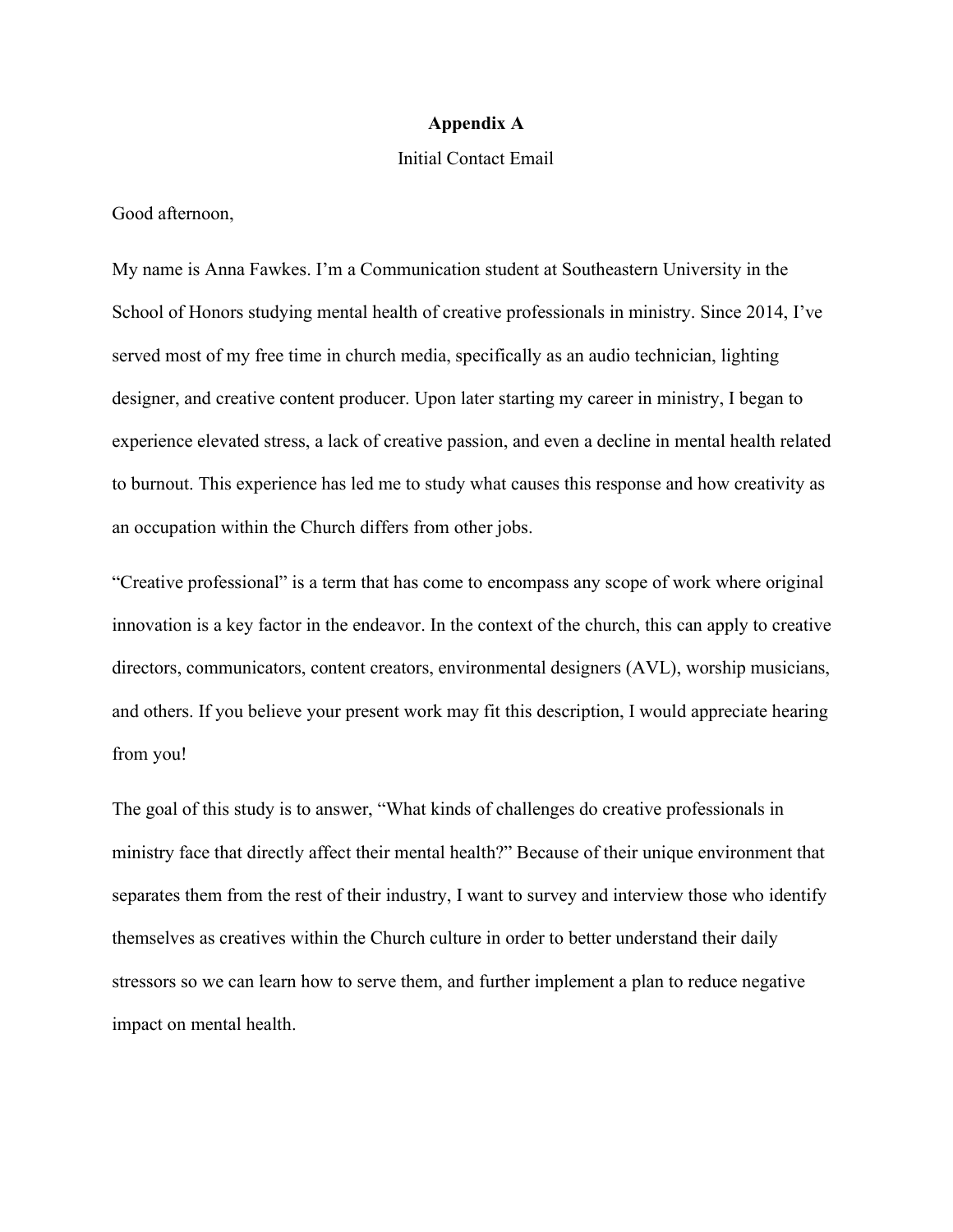# Appendix A

Initial Contact Email

Good afternoon,

My name is Anna Fawkes. I'm a Communication student at Southeastern University in the School of Honors studying mental health of creative professionals in ministry. Since 2014, I've served most of my free time in church media, specifically as an audio technician, lighting designer, and creative content producer. Upon later starting my career in ministry, I began to experience elevated stress, a lack of creative passion, and even a decline in mental health related to burnout. This experience has led me to study what causes this response and how creativity as an occupation within the Church differs from other jobs.

"Creative professional" is a term that has come to encompass any scope of work where original innovation is a key factor in the endeavor. In the context of the church, this can apply to creative directors, communicators, content creators, environmental designers (AVL), worship musicians, and others. If you believe your present work may fit this description, I would appreciate hearing from you!

The goal of this study is to answer, "What kinds of challenges do creative professionals in ministry face that directly affect their mental health?" Because of their unique environment that separates them from the rest of their industry, I want to survey and interview those who identify themselves as creatives within the Church culture in order to better understand their daily stressors so we can learn how to serve them, and further implement a plan to reduce negative impact on mental health.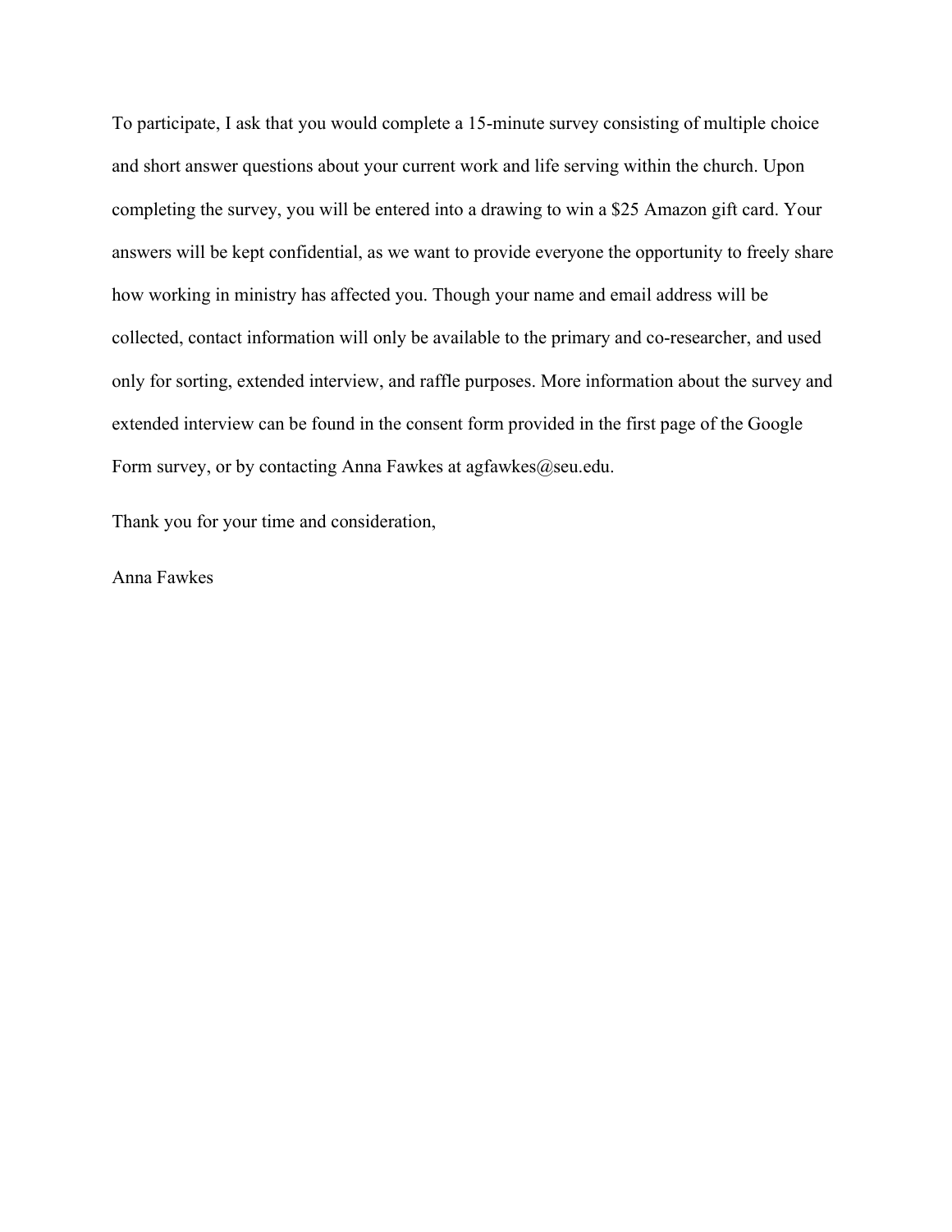To participate, I ask that you would complete a 15-minute survey consisting of multiple choice and short answer questions about your current work and life serving within the church. Upon completing the survey, you will be entered into a drawing to win a $25 Amazon gift card. Your answers will be kept confidential, as we want to provide everyone the opportunity to freely share how working in ministry has affected you. Though your name and email address will be collected, contact information will only be available to the primary and co-researcher, and used only for sorting, extended interview, and raffle purposes. More information about the survey and extended interview can be found in the consent form provided in the first page of the Google Form survey, or by contacting Anna Fawkes at agfawkes@seu.edu.

Thank you for your time and consideration,

Anna Fawkes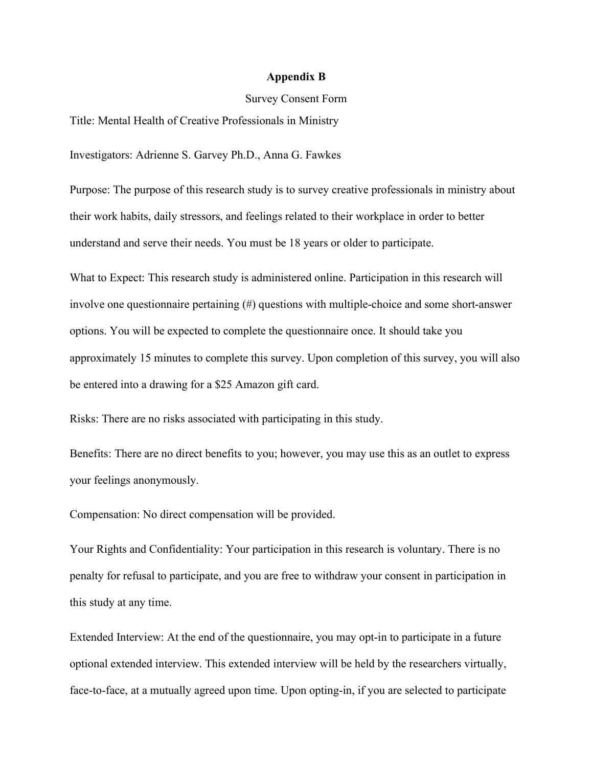## Appendix B

Survey Consent Form

Title: Mental Health of Creative Professionals in Ministry

Investigators: Adrienne S. Garvey Ph.D., Anna G. Fawkes

Purpose: The purpose of this research study is to survey creative professionals in ministry about their work habits, daily stressors, and feelings related to their workplace in order to better understand and serve their needs. You must be 18 years or older to participate.

What to Expect: This research study is administered online. Participation in this research will involve one questionnaire pertaining (#) questions with multiple-choice and some short-answer options. You will be expected to complete the questionnaire once. It should take you approximately 15 minutes to complete this survey. Upon completion of this survey, you will also be entered into a drawing for a $25 Amazon gift card.

Risks: There are no risks associated with participating in this study.

Benefits: There are no direct benefits to you; however, you may use this as an outlet to express your feelings anonymously.

Compensation: No direct compensation will be provided.

Your Rights and Confidentiality: Your participation in this research is voluntary. There is no penalty for refusal to participate, and you are free to withdraw your consent in participation in this study at any time.

Extended Interview: At the end of the questionnaire, you may opt-in to participate in a future optional extended interview. This extended interview will be held by the researchers virtually, face-to-face, at a mutually agreed upon time. Upon opting-in, if you are selected to participate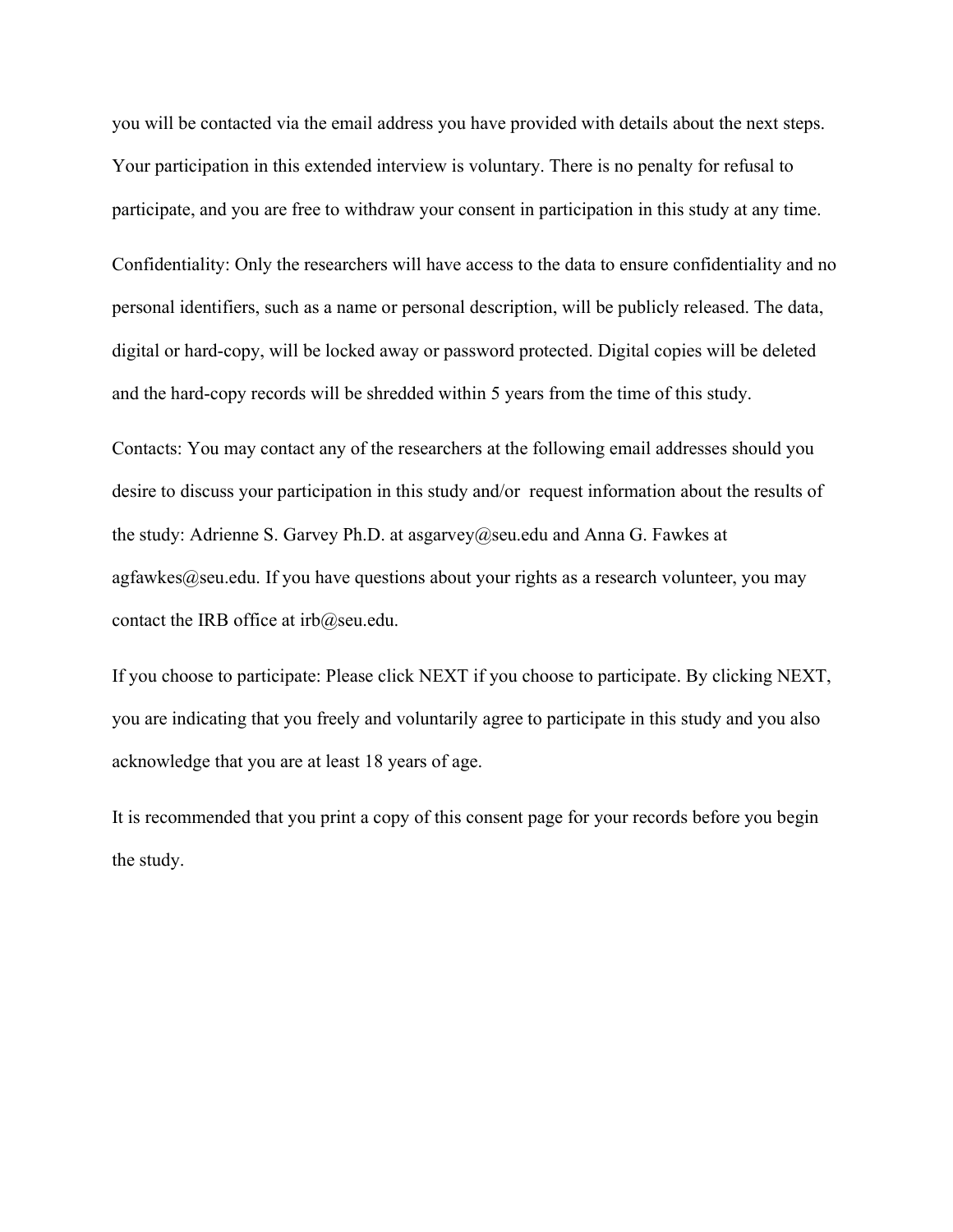you will be contacted via the email address you have provided with details about the next steps. Your participation in this extended interview is voluntary. There is no penalty for refusal to participate, and you are free to withdraw your consent in participation in this study at any time.

Confidentiality: Only the researchers will have access to the data to ensure confidentiality and no personal identifiers, such as a name or personal description, will be publicly released. The data, digital or hard-copy, will be locked away or password protected. Digital copies will be deleted and the hard-copy records will be shredded within 5 years from the time of this study.

Contacts: You may contact any of the researchers at the following email addresses should you desire to discuss your participation in this study and/or request information about the results of the study: Adrienne S. Garvey Ph.D. at asgarvey@seu.edu and Anna G. Fawkes at agfawkes@seu.edu. If you have questions about your rights as a research volunteer, you may contact the IRB office at irb@seu.edu.

If you choose to participate: Please click NEXT if you choose to participate. By clicking NEXT, you are indicating that you freely and voluntarily agree to participate in this study and you also acknowledge that you are at least 18 years of age.

It is recommended that you print a copy of this consent page for your records before you begin the study.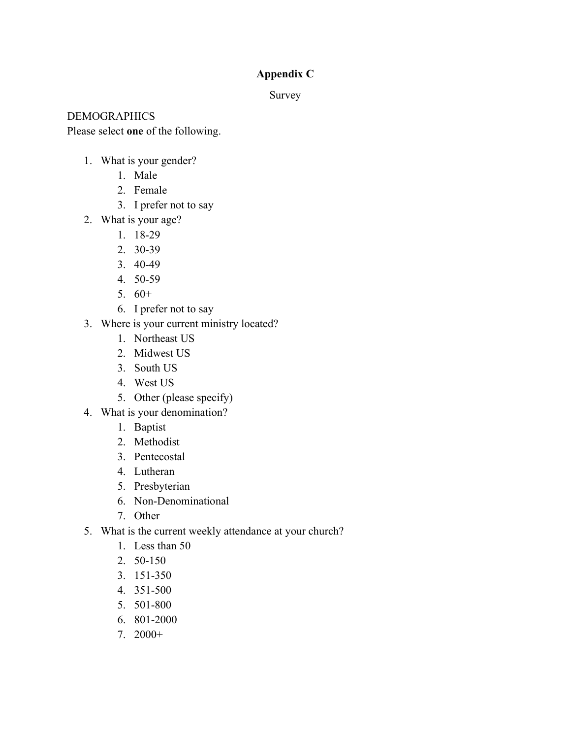# Appendix C

Survey

DEMOGRAPHICS

Please select **one** of the following.

1. What is your gender?
    1. Male
    2. Female
    3. I prefer not to say
2. What is your age?
    1. 18-29
    2. 30-39
    3. 40-49
    4. 50-59
    5. 60+
    6. I prefer not to say
3. Where is your current ministry located?
    1. Northeast US
    2. Midwest US
    3. South US
    4. West US
    5. Other (please specify)
4. What is your denomination?
    1. Baptist
    2. Methodist
    3. Pentecostal
    4. Lutheran
    5. Presbyterian
    6. Non-Denominational
    7. Other
5. What is the current weekly attendance at your church?
    1. Less than 50
    2. 50-150
    3. 151-350
    4. 351-500
    5. 501-800
    6. 801-2000
    7. 2000+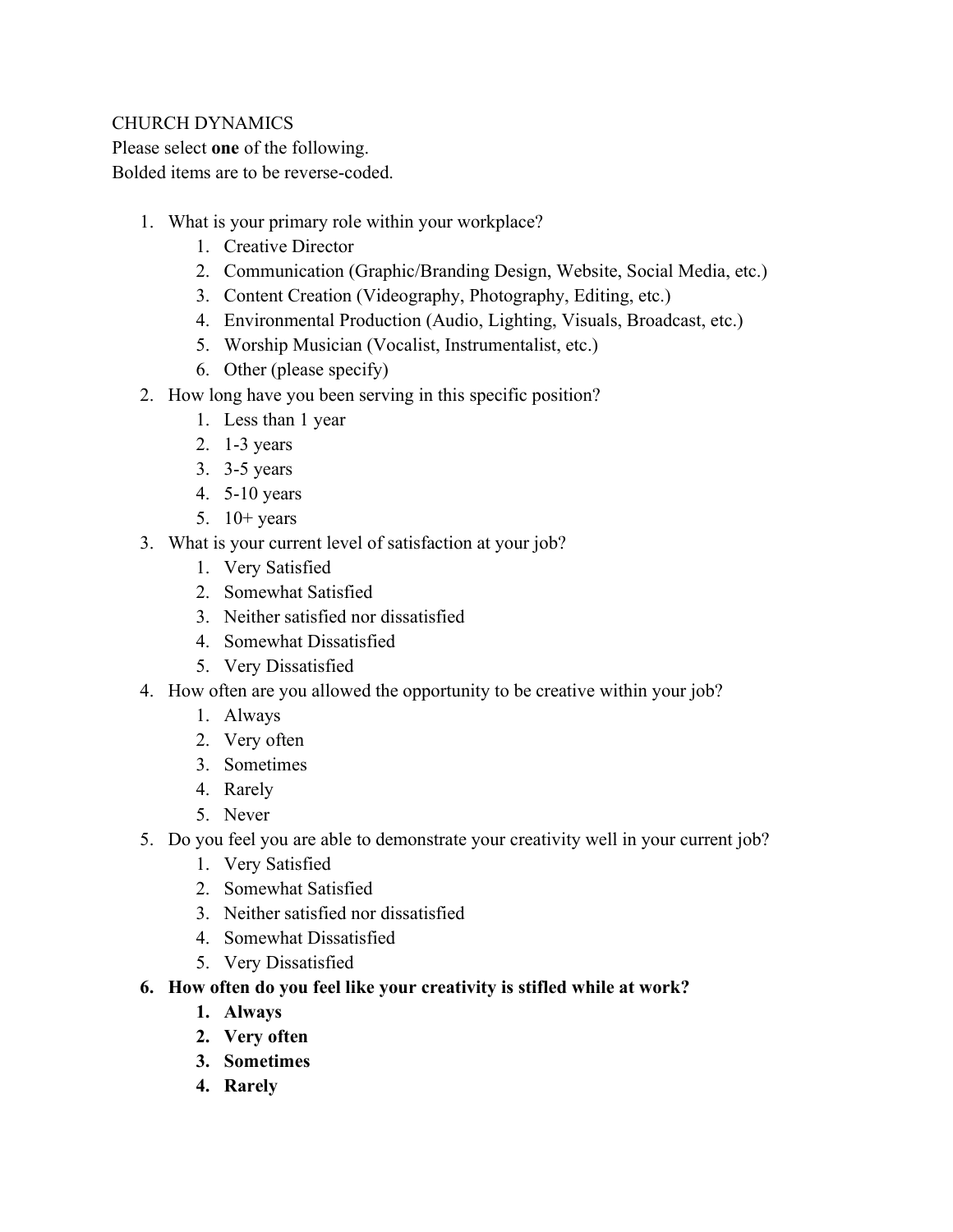CHURCH DYNAMICS

Please select **one** of the following.

Bolded items are to be reverse-coded.

1. What is your primary role within your workplace?
    1. Creative Director
    2. Communication (Graphic/Branding Design, Website, Social Media, etc.)
    3. Content Creation (Videography, Photography, Editing, etc.)
    4. Environmental Production (Audio, Lighting, Visuals, Broadcast, etc.)
    5. Worship Musician (Vocalist, Instrumentalist, etc.)
    6. Other (please specify)
2. How long have you been serving in this specific position?
    1. Less than 1 year
    2. 1-3 years
    3. 3-5 years
    4. 5-10 years
    5. 10+ years
3. What is your current level of satisfaction at your job?
    1. Very Satisfied
    2. Somewhat Satisfied
    3. Neither satisfied nor dissatisfied
    4. Somewhat Dissatisfied
    5. Very Dissatisfied
4. How often are you allowed the opportunity to be creative within your job?
    1. Always
    2. Very often
    3. Sometimes
    4. Rarely
    5. Never
5. Do you feel you are able to demonstrate your creativity well in your current job?
    1. Very Satisfied
    2. Somewhat Satisfied
    3. Neither satisfied nor dissatisfied
    4. Somewhat Dissatisfied
    5. Very Dissatisfied
6. **How often do you feel like your creativity is stifled while at work?**
    1. **Always**
    2. **Very often**
    3. **Sometimes**
    4. **Rarely**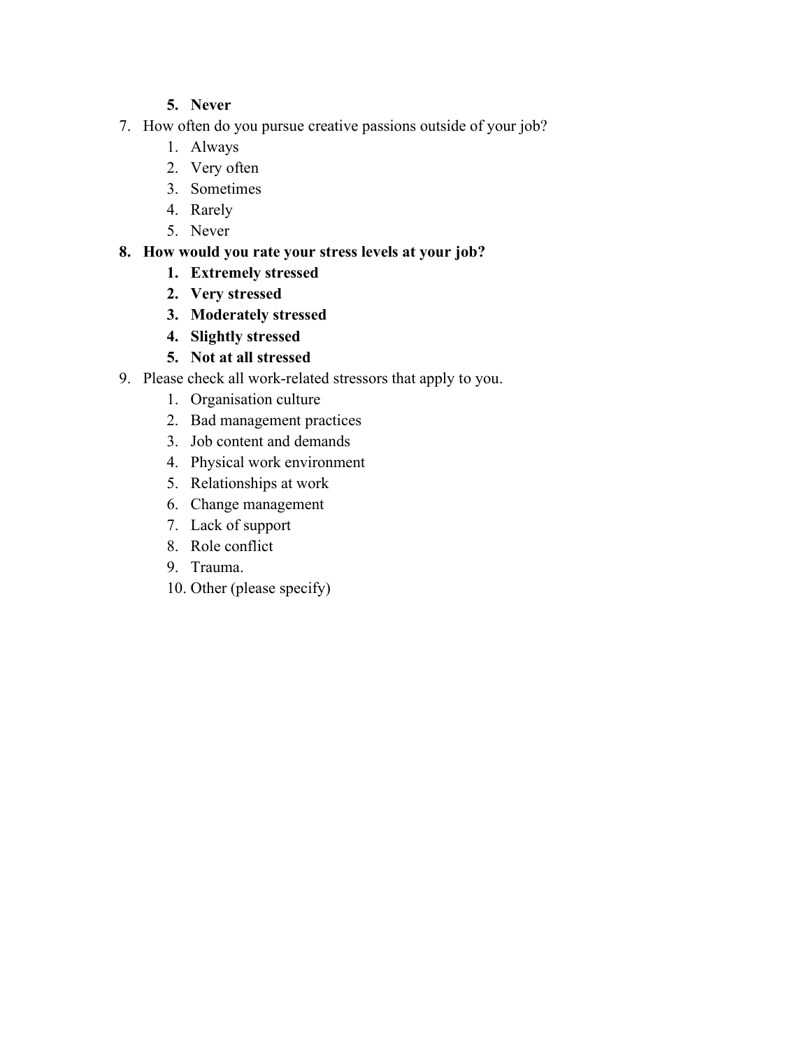5. **Never**

7. How often do you pursue creative passions outside of your job?
   1. Always
   2. Very often
   3. Sometimes
   4. Rarely
   5. Never
8. **How would you rate your stress levels at your job?**
   1. **Extremely stressed**
   2. **Very stressed**
   3. **Moderately stressed**
   4. **Slightly stressed**
   5. **Not at all stressed**
9. Please check all work-related stressors that apply to you.
   1. Organisation culture
   2. Bad management practices
   3. Job content and demands
   4. Physical work environment
   5. Relationships at work
   6. Change management
   7. Lack of support
   8. Role conflict
   9. Trauma.
   10. Other (please specify)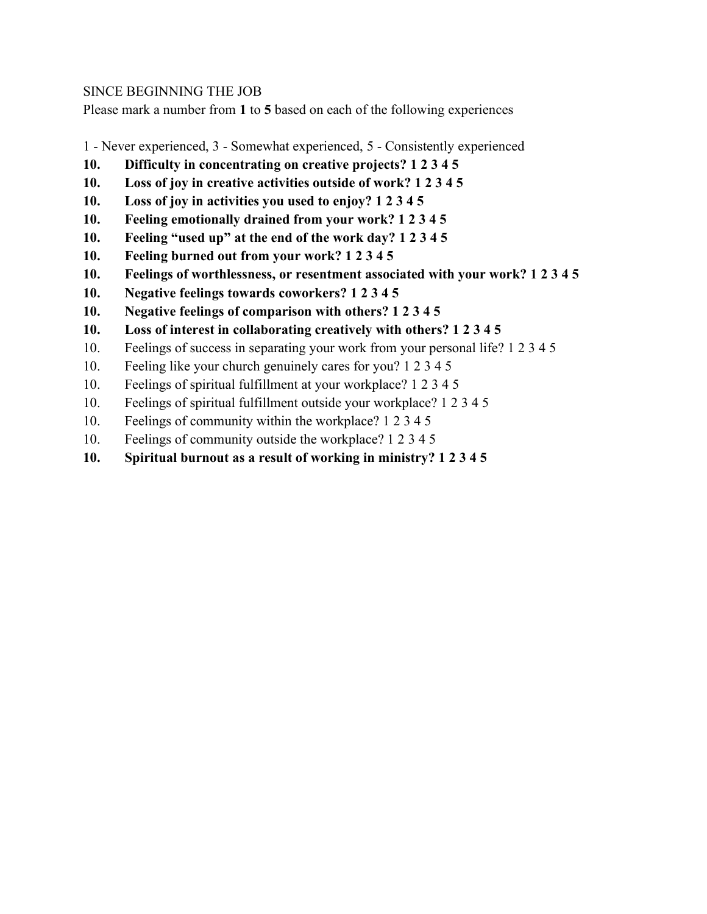SINCE BEGINNING THE JOB

Please mark a number from **1** to **5** based on each of the following experiences

1 - Never experienced, 3 - Somewhat experienced, 5 - Consistently experienced

**10. Difficulty in concentrating on creative projects? 1 2 3 4 5**

**10. Loss of joy in creative activities outside of work? 1 2 3 4 5**

**10. Loss of joy in activities you used to enjoy? 1 2 3 4 5**

**10. Feeling emotionally drained from your work? 1 2 3 4 5**

**10. Feeling "used up" at the end of the work day? 1 2 3 4 5**

**10. Feeling burned out from your work? 1 2 3 4 5**

**10. Feelings of worthlessness, or resentment associated with your work? 1 2 3 4 5**

**10. Negative feelings towards coworkers? 1 2 3 4 5**

**10. Negative feelings of comparison with others? 1 2 3 4 5**

**10. Loss of interest in collaborating creatively with others? 1 2 3 4 5**

10. Feelings of success in separating your work from your personal life? 1 2 3 4 5

10. Feeling like your church genuinely cares for you? 1 2 3 4 5

10. Feelings of spiritual fulfillment at your workplace? 1 2 3 4 5

10. Feelings of spiritual fulfillment outside your workplace? 1 2 3 4 5

10. Feelings of community within the workplace? 1 2 3 4 5

10. Feelings of community outside the workplace? 1 2 3 4 5

**10. Spiritual burnout as a result of working in ministry? 1 2 3 4 5**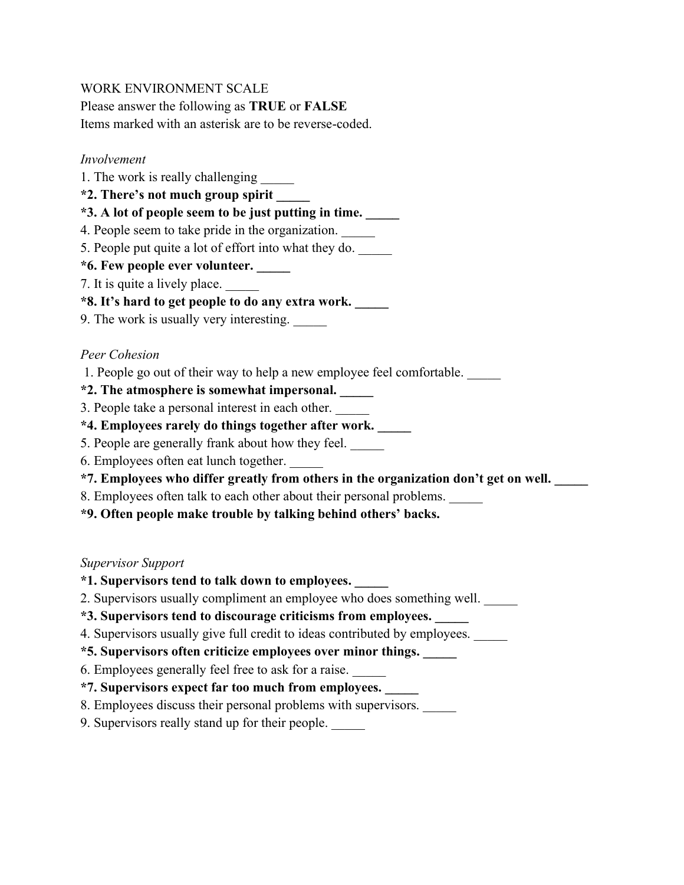WORK ENVIRONMENT SCALE

Please answer the following as **TRUE** or **FALSE**

Items marked with an asterisk are to be reverse-coded.

*Involvement*

1. The work is really challenging _____

**\*2. There's not much group spirit _____**

**\*3. A lot of people seem to be just putting in time. _____**

4. People seem to take pride in the organization. _____

5. People put quite a lot of effort into what they do. _____

**\*6. Few people ever volunteer. _____**

7. It is quite a lively place. _____

**\*8. It's hard to get people to do any extra work. _____**

9. The work is usually very interesting. _____

*Peer Cohesion*

1. People go out of their way to help a new employee feel comfortable. _____

**\*2. The atmosphere is somewhat impersonal. _____**

3. People take a personal interest in each other. _____

**\*4. Employees rarely do things together after work. _____**

5. People are generally frank about how they feel. _____

6. Employees often eat lunch together. _____

**\*7. Employees who differ greatly from others in the organization don't get on well. _____**

8. Employees often talk to each other about their personal problems. _____

**\*9. Often people make trouble by talking behind others' backs.**

*Supervisor Support*

**\*1. Supervisors tend to talk down to employees. _____**

2. Supervisors usually compliment an employee who does something well. _____

**\*3. Supervisors tend to discourage criticisms from employees. _____**

4. Supervisors usually give full credit to ideas contributed by employees. _____

**\*5. Supervisors often criticize employees over minor things. _____**

6. Employees generally feel free to ask for a raise. _____

**\*7. Supervisors expect far too much from employees. _____**

8. Employees discuss their personal problems with supervisors. _____

9. Supervisors really stand up for their people. _____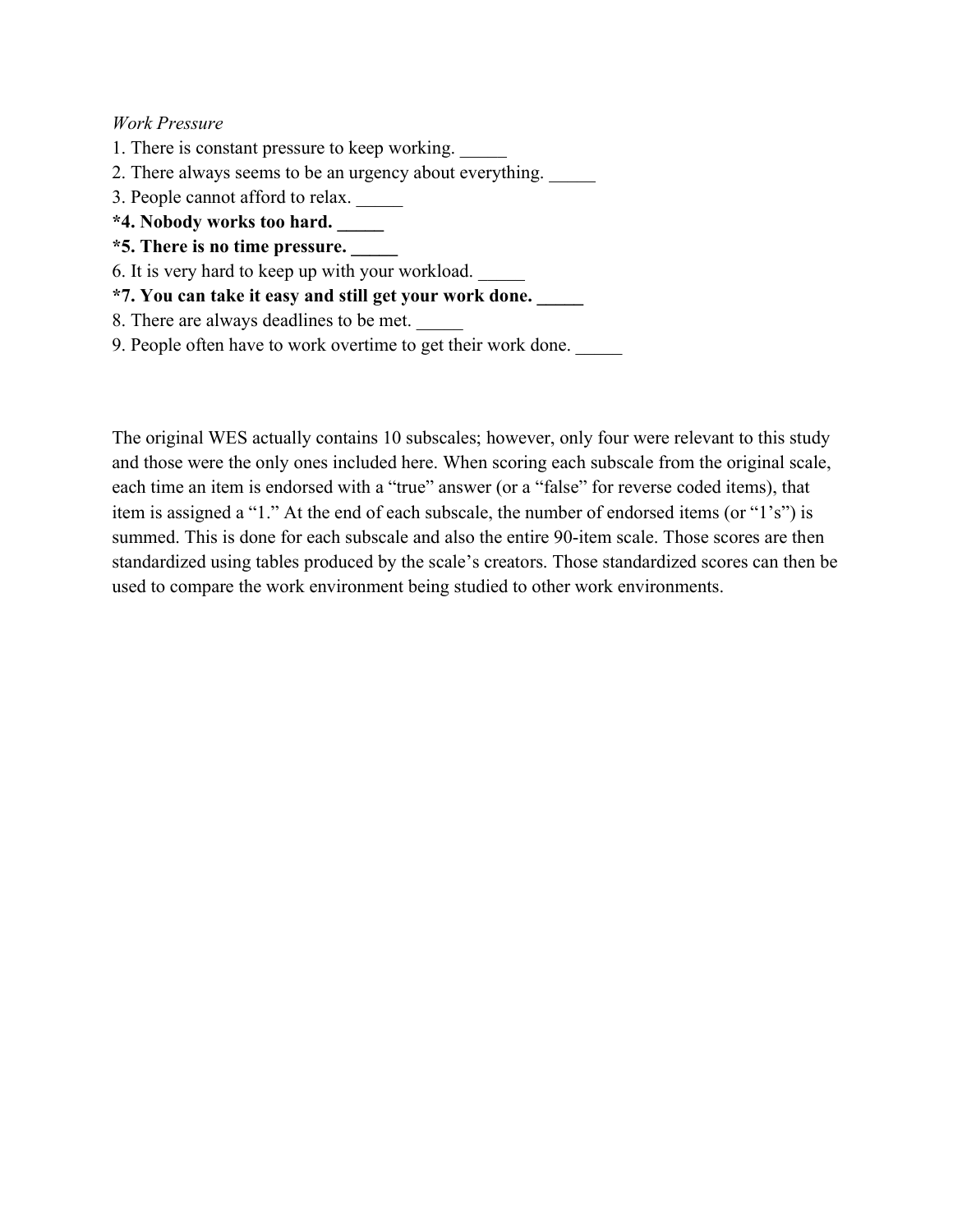*Work Pressure*

1. There is constant pressure to keep working. _____
2. There always seems to be an urgency about everything. _____
3. People cannot afford to relax. _____

**\*4. Nobody works too hard. _____**

**\*5. There is no time pressure. _____**

6. It is very hard to keep up with your workload. _____

**\*7. You can take it easy and still get your work done. _____**

8. There are always deadlines to be met. _____
9. People often have to work overtime to get their work done. _____

The original WES actually contains 10 subscales; however, only four were relevant to this study and those were the only ones included here. When scoring each subscale from the original scale, each time an item is endorsed with a "true" answer (or a "false" for reverse coded items), that item is assigned a "1." At the end of each subscale, the number of endorsed items (or "1's") is summed. This is done for each subscale and also the entire 90-item scale. Those scores are then standardized using tables produced by the scale's creators. Those standardized scores can then be used to compare the work environment being studied to other work environments.